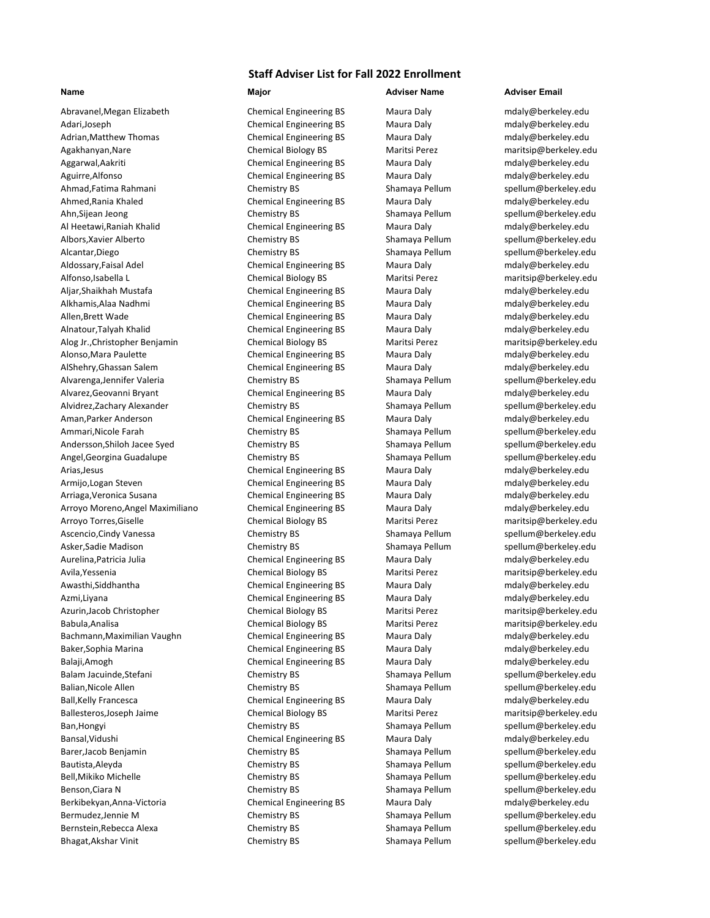## Staff Adviser List for Fall 2022 Enrollment

| Name | Major | Adviser Name | Adviser Email |
|---|---|---|---|
| Abravanel,Megan Elizabeth | Chemical Engineering BS | Maura Daly | mdaly@berkeley.edu |
| Adari,Joseph | Chemical Engineering BS | Maura Daly | mdaly@berkeley.edu |
| Adrian,Matthew Thomas | Chemical Engineering BS | Maura Daly | mdaly@berkeley.edu |
| Agakhanyan,Nare | Chemical Biology BS | Maritsi Perez | maritsip@berkeley.edu |
| Aggarwal,Aakriti | Chemical Engineering BS | Maura Daly | mdaly@berkeley.edu |
| Aguirre,Alfonso | Chemical Engineering BS | Maura Daly | mdaly@berkeley.edu |
| Ahmad,Fatima Rahmani | Chemistry BS | Shamaya Pellum | spellum@berkeley.edu |
| Ahmed,Rania Khaled | Chemical Engineering BS | Maura Daly | mdaly@berkeley.edu |
| Ahn,Sijean Jeong | Chemistry BS | Shamaya Pellum | spellum@berkeley.edu |
| Al Heetawi,Raniah Khalid | Chemical Engineering BS | Maura Daly | mdaly@berkeley.edu |
| Albors,Xavier Alberto | Chemistry BS | Shamaya Pellum | spellum@berkeley.edu |
| Alcantar,Diego | Chemistry BS | Shamaya Pellum | spellum@berkeley.edu |
| Aldossary,Faisal Adel | Chemical Engineering BS | Maura Daly | mdaly@berkeley.edu |
| Alfonso,Isabella L | Chemical Biology BS | Maritsi Perez | maritsip@berkeley.edu |
| Aljar,Shaikhah Mustafa | Chemical Engineering BS | Maura Daly | mdaly@berkeley.edu |
| Alkhamis,Alaa Nadhmi | Chemical Engineering BS | Maura Daly | mdaly@berkeley.edu |
| Allen,Brett Wade | Chemical Engineering BS | Maura Daly | mdaly@berkeley.edu |
| Alnatour,Talyah Khalid | Chemical Engineering BS | Maura Daly | mdaly@berkeley.edu |
| Alog Jr.,Christopher Benjamin | Chemical Biology BS | Maritsi Perez | maritsip@berkeley.edu |
| Alonso,Mara Paulette | Chemical Engineering BS | Maura Daly | mdaly@berkeley.edu |
| AlShehry,Ghassan Salem | Chemical Engineering BS | Maura Daly | mdaly@berkeley.edu |
| Alvarenga,Jennifer Valeria | Chemistry BS | Shamaya Pellum | spellum@berkeley.edu |
| Alvarez,Geovanni Bryant | Chemical Engineering BS | Maura Daly | mdaly@berkeley.edu |
| Alvidrez,Zachary Alexander | Chemistry BS | Shamaya Pellum | spellum@berkeley.edu |
| Aman,Parker Anderson | Chemical Engineering BS | Maura Daly | mdaly@berkeley.edu |
| Ammari,Nicole Farah | Chemistry BS | Shamaya Pellum | spellum@berkeley.edu |
| Andersson,Shiloh Jacee Syed | Chemistry BS | Shamaya Pellum | spellum@berkeley.edu |
| Angel,Georgina Guadalupe | Chemistry BS | Shamaya Pellum | spellum@berkeley.edu |
| Arias,Jesus | Chemical Engineering BS | Maura Daly | mdaly@berkeley.edu |
| Armijo,Logan Steven | Chemical Engineering BS | Maura Daly | mdaly@berkeley.edu |
| Arriaga,Veronica Susana | Chemical Engineering BS | Maura Daly | mdaly@berkeley.edu |
| Arroyo Moreno,Angel Maximiliano | Chemical Engineering BS | Maura Daly | mdaly@berkeley.edu |
| Arroyo Torres,Giselle | Chemical Biology BS | Maritsi Perez | maritsip@berkeley.edu |
| Ascencio,Cindy Vanessa | Chemistry BS | Shamaya Pellum | spellum@berkeley.edu |
| Asker,Sadie Madison | Chemistry BS | Shamaya Pellum | spellum@berkeley.edu |
| Aurelina,Patricia Julia | Chemical Engineering BS | Maura Daly | mdaly@berkeley.edu |
| Avila,Yessenia | Chemical Biology BS | Maritsi Perez | maritsip@berkeley.edu |
| Awasthi,Siddhantha | Chemical Engineering BS | Maura Daly | mdaly@berkeley.edu |
| Azmi,Liyana | Chemical Engineering BS | Maura Daly | mdaly@berkeley.edu |
| Azurin,Jacob Christopher | Chemical Biology BS | Maritsi Perez | maritsip@berkeley.edu |
| Babula,Analisa | Chemical Biology BS | Maritsi Perez | maritsip@berkeley.edu |
| Bachmann,Maximilian Vaughn | Chemical Engineering BS | Maura Daly | mdaly@berkeley.edu |
| Baker,Sophia Marina | Chemical Engineering BS | Maura Daly | mdaly@berkeley.edu |
| Balaji,Amogh | Chemical Engineering BS | Maura Daly | mdaly@berkeley.edu |
| Balam Jacuinde,Stefani | Chemistry BS | Shamaya Pellum | spellum@berkeley.edu |
| Balian,Nicole Allen | Chemistry BS | Shamaya Pellum | spellum@berkeley.edu |
| Ball,Kelly Francesca | Chemical Engineering BS | Maura Daly | mdaly@berkeley.edu |
| Ballesteros,Joseph Jaime | Chemical Biology BS | Maritsi Perez | maritsip@berkeley.edu |
| Ban,Hongyi | Chemistry BS | Shamaya Pellum | spellum@berkeley.edu |
| Bansal,Vidushi | Chemical Engineering BS | Maura Daly | mdaly@berkeley.edu |
| Barer,Jacob Benjamin | Chemistry BS | Shamaya Pellum | spellum@berkeley.edu |
| Bautista,Aleyda | Chemistry BS | Shamaya Pellum | spellum@berkeley.edu |
| Bell,Mikiko Michelle | Chemistry BS | Shamaya Pellum | spellum@berkeley.edu |
| Benson,Ciara N | Chemistry BS | Shamaya Pellum | spellum@berkeley.edu |
| Berkibekyan,Anna-Victoria | Chemical Engineering BS | Maura Daly | mdaly@berkeley.edu |
| Bermudez,Jennie M | Chemistry BS | Shamaya Pellum | spellum@berkeley.edu |
| Bernstein,Rebecca Alexa | Chemistry BS | Shamaya Pellum | spellum@berkeley.edu |
| Bhagat,Akshar Vinit | Chemistry BS | Shamaya Pellum | spellum@berkeley.edu |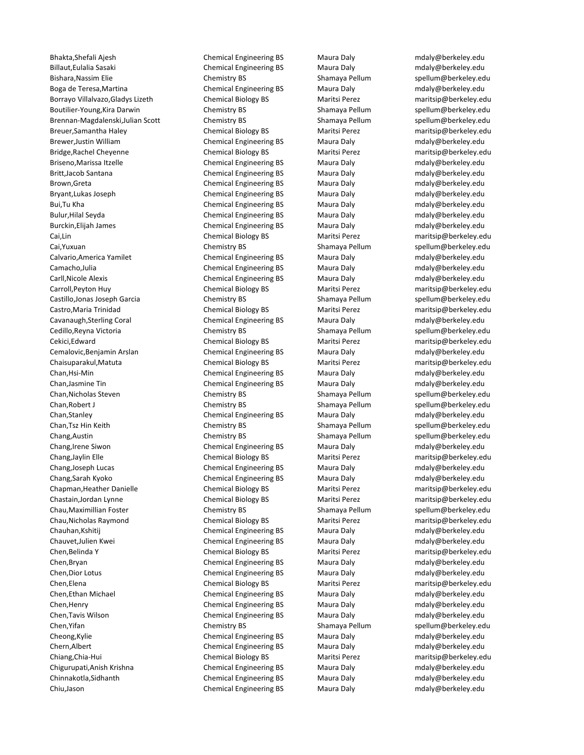| | | | |
|---|---|---|---|
| Bhakta,Shefali Ajesh | Chemical Engineering BS | Maura Daly | mdaly@berkeley.edu |
| Billaut,Eulalia Sasaki | Chemical Engineering BS | Maura Daly | mdaly@berkeley.edu |
| Bishara,Nassim Elie | Chemistry BS | Shamaya Pellum | spellum@berkeley.edu |
| Boga de Teresa,Martina | Chemical Engineering BS | Maura Daly | mdaly@berkeley.edu |
| Borrayo Villalvazo,Gladys Lizeth | Chemical Biology BS | Maritsi Perez | maritsip@berkeley.edu |
| Boutilier-Young,Kira Darwin | Chemistry BS | Shamaya Pellum | spellum@berkeley.edu |
| Brennan-Magdalenski,Julian Scott | Chemistry BS | Shamaya Pellum | spellum@berkeley.edu |
| Breuer,Samantha Haley | Chemical Biology BS | Maritsi Perez | maritsip@berkeley.edu |
| Brewer,Justin William | Chemical Engineering BS | Maura Daly | mdaly@berkeley.edu |
| Bridge,Rachel Cheyenne | Chemical Biology BS | Maritsi Perez | maritsip@berkeley.edu |
| Briseno,Marissa Itzelle | Chemical Engineering BS | Maura Daly | mdaly@berkeley.edu |
| Britt,Jacob Santana | Chemical Engineering BS | Maura Daly | mdaly@berkeley.edu |
| Brown,Greta | Chemical Engineering BS | Maura Daly | mdaly@berkeley.edu |
| Bryant,Lukas Joseph | Chemical Engineering BS | Maura Daly | mdaly@berkeley.edu |
| Bui,Tu Kha | Chemical Engineering BS | Maura Daly | mdaly@berkeley.edu |
| Bulur,Hilal Seyda | Chemical Engineering BS | Maura Daly | mdaly@berkeley.edu |
| Burckin,Elijah James | Chemical Engineering BS | Maura Daly | mdaly@berkeley.edu |
| Cai,Lin | Chemical Biology BS | Maritsi Perez | maritsip@berkeley.edu |
| Cai,Yuxuan | Chemistry BS | Shamaya Pellum | spellum@berkeley.edu |
| Calvario,America Yamilet | Chemical Engineering BS | Maura Daly | mdaly@berkeley.edu |
| Camacho,Julia | Chemical Engineering BS | Maura Daly | mdaly@berkeley.edu |
| Carll,Nicole Alexis | Chemical Engineering BS | Maura Daly | mdaly@berkeley.edu |
| Carroll,Peyton Huy | Chemical Biology BS | Maritsi Perez | maritsip@berkeley.edu |
| Castillo,Jonas Joseph Garcia | Chemistry BS | Shamaya Pellum | spellum@berkeley.edu |
| Castro,Maria Trinidad | Chemical Biology BS | Maritsi Perez | maritsip@berkeley.edu |
| Cavanaugh,Sterling Coral | Chemical Engineering BS | Maura Daly | mdaly@berkeley.edu |
| Cedillo,Reyna Victoria | Chemistry BS | Shamaya Pellum | spellum@berkeley.edu |
| Cekici,Edward | Chemical Biology BS | Maritsi Perez | maritsip@berkeley.edu |
| Cemalovic,Benjamin Arslan | Chemical Engineering BS | Maura Daly | mdaly@berkeley.edu |
| Chaisuparakul,Matuta | Chemical Biology BS | Maritsi Perez | maritsip@berkeley.edu |
| Chan,Hsi-Min | Chemical Engineering BS | Maura Daly | mdaly@berkeley.edu |
| Chan,Jasmine Tin | Chemical Engineering BS | Maura Daly | mdaly@berkeley.edu |
| Chan,Nicholas Steven | Chemistry BS | Shamaya Pellum | spellum@berkeley.edu |
| Chan,Robert J | Chemistry BS | Shamaya Pellum | spellum@berkeley.edu |
| Chan,Stanley | Chemical Engineering BS | Maura Daly | mdaly@berkeley.edu |
| Chan,Tsz Hin Keith | Chemistry BS | Shamaya Pellum | spellum@berkeley.edu |
| Chang,Austin | Chemistry BS | Shamaya Pellum | spellum@berkeley.edu |
| Chang,Irene Siwon | Chemical Engineering BS | Maura Daly | mdaly@berkeley.edu |
| Chang,Jaylin Elle | Chemical Biology BS | Maritsi Perez | maritsip@berkeley.edu |
| Chang,Joseph Lucas | Chemical Engineering BS | Maura Daly | mdaly@berkeley.edu |
| Chang,Sarah Kyoko | Chemical Engineering BS | Maura Daly | mdaly@berkeley.edu |
| Chapman,Heather Danielle | Chemical Biology BS | Maritsi Perez | maritsip@berkeley.edu |
| Chastain,Jordan Lynne | Chemical Biology BS | Maritsi Perez | maritsip@berkeley.edu |
| Chau,Maximillian Foster | Chemistry BS | Shamaya Pellum | spellum@berkeley.edu |
| Chau,Nicholas Raymond | Chemical Biology BS | Maritsi Perez | maritsip@berkeley.edu |
| Chauhan,Kshitij | Chemical Engineering BS | Maura Daly | mdaly@berkeley.edu |
| Chauvet,Julien Kwei | Chemical Engineering BS | Maura Daly | mdaly@berkeley.edu |
| Chen,Belinda Y | Chemical Biology BS | Maritsi Perez | maritsip@berkeley.edu |
| Chen,Bryan | Chemical Engineering BS | Maura Daly | mdaly@berkeley.edu |
| Chen,Dior Lotus | Chemical Engineering BS | Maura Daly | mdaly@berkeley.edu |
| Chen,Elena | Chemical Biology BS | Maritsi Perez | maritsip@berkeley.edu |
| Chen,Ethan Michael | Chemical Engineering BS | Maura Daly | mdaly@berkeley.edu |
| Chen,Henry | Chemical Engineering BS | Maura Daly | mdaly@berkeley.edu |
| Chen,Tavis Wilson | Chemical Engineering BS | Maura Daly | mdaly@berkeley.edu |
| Chen,Yifan | Chemistry BS | Shamaya Pellum | spellum@berkeley.edu |
| Cheong,Kylie | Chemical Engineering BS | Maura Daly | mdaly@berkeley.edu |
| Chern,Albert | Chemical Engineering BS | Maura Daly | mdaly@berkeley.edu |
| Chiang,Chia-Hui | Chemical Biology BS | Maritsi Perez | maritsip@berkeley.edu |
| Chigurupati,Anish Krishna | Chemical Engineering BS | Maura Daly | mdaly@berkeley.edu |
| Chinnakotla,Sidhanth | Chemical Engineering BS | Maura Daly | mdaly@berkeley.edu |
| Chiu,Jason | Chemical Engineering BS | Maura Daly | mdaly@berkeley.edu |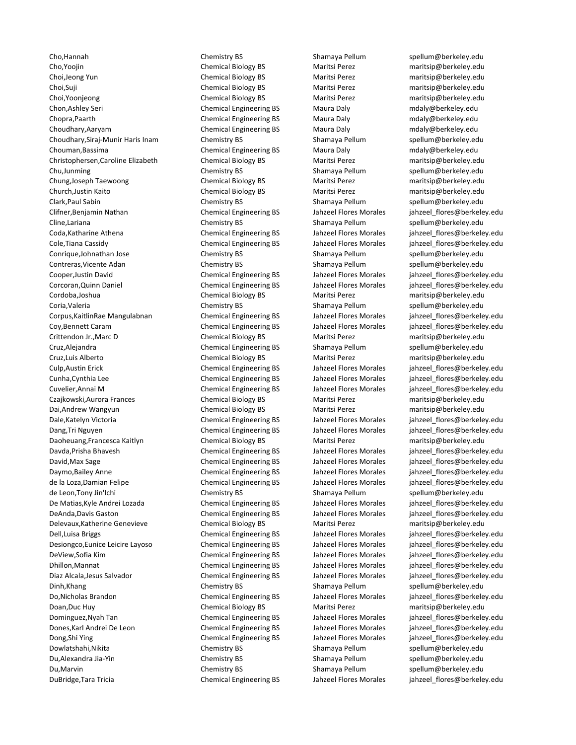| | | | |
|---|---|---|---|
| Cho,Hannah | Chemistry BS | Shamaya Pellum | spellum@berkeley.edu |
| Cho,Yoojin | Chemical Biology BS | Maritsi Perez | maritsip@berkeley.edu |
| Choi,Jeong Yun | Chemical Biology BS | Maritsi Perez | maritsip@berkeley.edu |
| Choi,Suji | Chemical Biology BS | Maritsi Perez | maritsip@berkeley.edu |
| Choi,Yoonjeong | Chemical Biology BS | Maritsi Perez | maritsip@berkeley.edu |
| Chon,Ashley Seri | Chemical Engineering BS | Maura Daly | mdaly@berkeley.edu |
| Chopra,Paarth | Chemical Engineering BS | Maura Daly | mdaly@berkeley.edu |
| Choudhary,Aaryam | Chemical Engineering BS | Maura Daly | mdaly@berkeley.edu |
| Choudhary,Siraj-Munir Haris Inam | Chemistry BS | Shamaya Pellum | spellum@berkeley.edu |
| Chouman,Bassima | Chemical Engineering BS | Maura Daly | mdaly@berkeley.edu |
| Christophersen,Caroline Elizabeth | Chemical Biology BS | Maritsi Perez | maritsip@berkeley.edu |
| Chu,Junming | Chemistry BS | Shamaya Pellum | spellum@berkeley.edu |
| Chung,Joseph Taewoong | Chemical Biology BS | Maritsi Perez | maritsip@berkeley.edu |
| Church,Justin Kaito | Chemical Biology BS | Maritsi Perez | maritsip@berkeley.edu |
| Clark,Paul Sabin | Chemistry BS | Shamaya Pellum | spellum@berkeley.edu |
| Clifner,Benjamin Nathan | Chemical Engineering BS | Jahzeel Flores Morales | jahzeel_flores@berkeley.edu |
| Cline,Lariana | Chemistry BS | Shamaya Pellum | spellum@berkeley.edu |
| Coda,Katharine Athena | Chemical Engineering BS | Jahzeel Flores Morales | jahzeel_flores@berkeley.edu |
| Cole,Tiana Cassidy | Chemical Engineering BS | Jahzeel Flores Morales | jahzeel_flores@berkeley.edu |
| Conrique,Johnathan Jose | Chemistry BS | Shamaya Pellum | spellum@berkeley.edu |
| Contreras,Vicente Adan | Chemistry BS | Shamaya Pellum | spellum@berkeley.edu |
| Cooper,Justin David | Chemical Engineering BS | Jahzeel Flores Morales | jahzeel_flores@berkeley.edu |
| Corcoran,Quinn Daniel | Chemical Engineering BS | Jahzeel Flores Morales | jahzeel_flores@berkeley.edu |
| Cordoba,Joshua | Chemical Biology BS | Maritsi Perez | maritsip@berkeley.edu |
| Coria,Valeria | Chemistry BS | Shamaya Pellum | spellum@berkeley.edu |
| Corpus,KaitlinRae Mangulabnan | Chemical Engineering BS | Jahzeel Flores Morales | jahzeel_flores@berkeley.edu |
| Coy,Bennett Caram | Chemical Engineering BS | Jahzeel Flores Morales | jahzeel_flores@berkeley.edu |
| Crittendon Jr.,Marc D | Chemical Biology BS | Maritsi Perez | maritsip@berkeley.edu |
| Cruz,Alejandra | Chemical Engineering BS | Shamaya Pellum | spellum@berkeley.edu |
| Cruz,Luis Alberto | Chemical Biology BS | Maritsi Perez | maritsip@berkeley.edu |
| Culp,Austin Erick | Chemical Engineering BS | Jahzeel Flores Morales | jahzeel_flores@berkeley.edu |
| Cunha,Cynthia Lee | Chemical Engineering BS | Jahzeel Flores Morales | jahzeel_flores@berkeley.edu |
| Cuvelier,Annai M | Chemical Engineering BS | Jahzeel Flores Morales | jahzeel_flores@berkeley.edu |
| Czajkowski,Aurora Frances | Chemical Biology BS | Maritsi Perez | maritsip@berkeley.edu |
| Dai,Andrew Wangyun | Chemical Biology BS | Maritsi Perez | maritsip@berkeley.edu |
| Dale,Katelyn Victoria | Chemical Engineering BS | Jahzeel Flores Morales | jahzeel_flores@berkeley.edu |
| Dang,Tri Nguyen | Chemical Engineering BS | Jahzeel Flores Morales | jahzeel_flores@berkeley.edu |
| Daoheuang,Francesca Kaitlyn | Chemical Biology BS | Maritsi Perez | maritsip@berkeley.edu |
| Davda,Prisha Bhavesh | Chemical Engineering BS | Jahzeel Flores Morales | jahzeel_flores@berkeley.edu |
| David,Max Sage | Chemical Engineering BS | Jahzeel Flores Morales | jahzeel_flores@berkeley.edu |
| Daymo,Bailey Anne | Chemical Engineering BS | Jahzeel Flores Morales | jahzeel_flores@berkeley.edu |
| de la Loza,Damian Felipe | Chemical Engineering BS | Jahzeel Flores Morales | jahzeel_flores@berkeley.edu |
| de Leon,Tony Jin'Ichi | Chemistry BS | Shamaya Pellum | spellum@berkeley.edu |
| De Matias,Kyle Andrei Lozada | Chemical Engineering BS | Jahzeel Flores Morales | jahzeel_flores@berkeley.edu |
| DeAnda,Davis Gaston | Chemical Engineering BS | Jahzeel Flores Morales | jahzeel_flores@berkeley.edu |
| Delevaux,Katherine Genevieve | Chemical Biology BS | Maritsi Perez | maritsip@berkeley.edu |
| Dell,Luisa Briggs | Chemical Engineering BS | Jahzeel Flores Morales | jahzeel_flores@berkeley.edu |
| Desiongco,Eunice Leicire Layoso | Chemical Engineering BS | Jahzeel Flores Morales | jahzeel_flores@berkeley.edu |
| DeView,Sofia Kim | Chemical Engineering BS | Jahzeel Flores Morales | jahzeel_flores@berkeley.edu |
| Dhillon,Mannat | Chemical Engineering BS | Jahzeel Flores Morales | jahzeel_flores@berkeley.edu |
| Diaz Alcala,Jesus Salvador | Chemical Engineering BS | Jahzeel Flores Morales | jahzeel_flores@berkeley.edu |
| Dinh,Khang | Chemistry BS | Shamaya Pellum | spellum@berkeley.edu |
| Do,Nicholas Brandon | Chemical Engineering BS | Jahzeel Flores Morales | jahzeel_flores@berkeley.edu |
| Doan,Duc Huy | Chemical Biology BS | Maritsi Perez | maritsip@berkeley.edu |
| Dominguez,Nyah Tan | Chemical Engineering BS | Jahzeel Flores Morales | jahzeel_flores@berkeley.edu |
| Dones,Karl Andrei De Leon | Chemical Engineering BS | Jahzeel Flores Morales | jahzeel_flores@berkeley.edu |
| Dong,Shi Ying | Chemical Engineering BS | Jahzeel Flores Morales | jahzeel_flores@berkeley.edu |
| Dowlatshahi,Nikita | Chemistry BS | Shamaya Pellum | spellum@berkeley.edu |
| Du,Alexandra Jia-Yin | Chemistry BS | Shamaya Pellum | spellum@berkeley.edu |
| Du,Marvin | Chemistry BS | Shamaya Pellum | spellum@berkeley.edu |
| DuBridge,Tara Tricia | Chemical Engineering BS | Jahzeel Flores Morales | jahzeel_flores@berkeley.edu |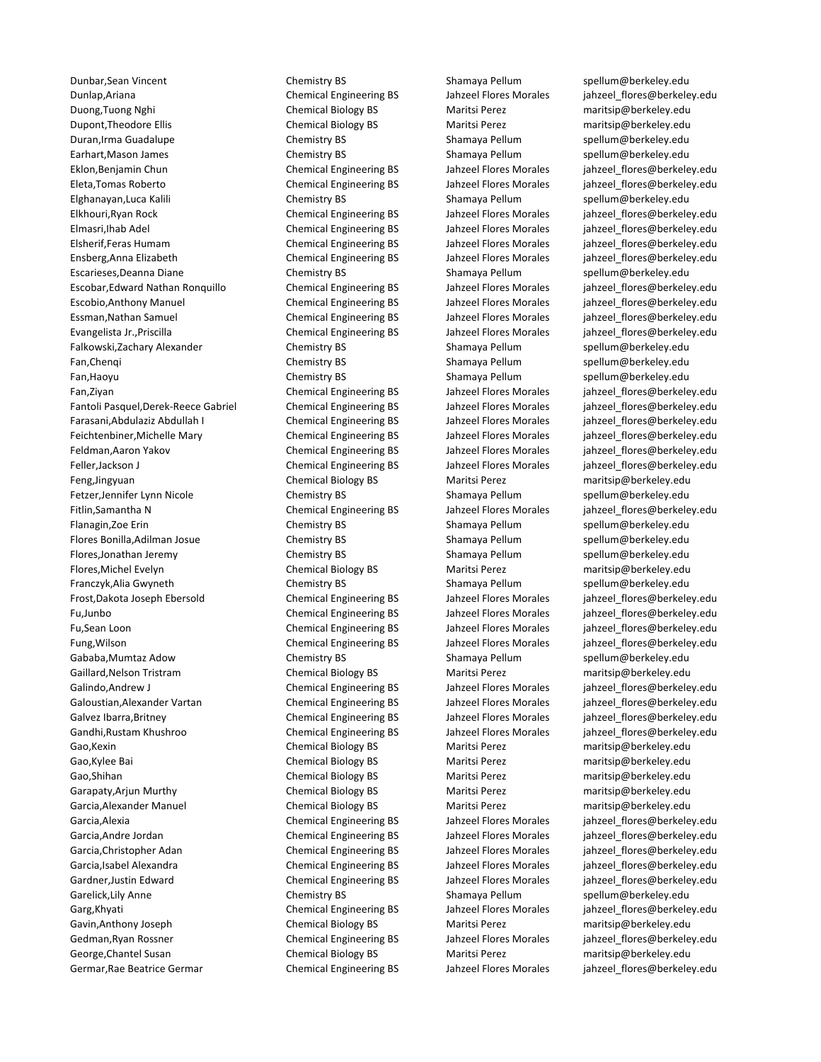| | | | |
|---|---|---|---|
| Dunbar,Sean Vincent | Chemistry BS | Shamaya Pellum | spellum@berkeley.edu |
| Dunlap,Ariana | Chemical Engineering BS | Jahzeel Flores Morales | jahzeel_flores@berkeley.edu |
| Duong,Tuong Nghi | Chemical Biology BS | Maritsi Perez | maritsip@berkeley.edu |
| Dupont,Theodore Ellis | Chemical Biology BS | Maritsi Perez | maritsip@berkeley.edu |
| Duran,Irma Guadalupe | Chemistry BS | Shamaya Pellum | spellum@berkeley.edu |
| Earhart,Mason James | Chemistry BS | Shamaya Pellum | spellum@berkeley.edu |
| Eklon,Benjamin Chun | Chemical Engineering BS | Jahzeel Flores Morales | jahzeel_flores@berkeley.edu |
| Eleta,Tomas Roberto | Chemical Engineering BS | Jahzeel Flores Morales | jahzeel_flores@berkeley.edu |
| Elghanayan,Luca Kalili | Chemistry BS | Shamaya Pellum | spellum@berkeley.edu |
| Elkhouri,Ryan Rock | Chemical Engineering BS | Jahzeel Flores Morales | jahzeel_flores@berkeley.edu |
| Elmasri,Ihab Adel | Chemical Engineering BS | Jahzeel Flores Morales | jahzeel_flores@berkeley.edu |
| Elsherif,Feras Humam | Chemical Engineering BS | Jahzeel Flores Morales | jahzeel_flores@berkeley.edu |
| Ensberg,Anna Elizabeth | Chemical Engineering BS | Jahzeel Flores Morales | jahzeel_flores@berkeley.edu |
| Escarieses,Deanna Diane | Chemistry BS | Shamaya Pellum | spellum@berkeley.edu |
| Escobar,Edward Nathan Ronquillo | Chemical Engineering BS | Jahzeel Flores Morales | jahzeel_flores@berkeley.edu |
| Escobio,Anthony Manuel | Chemical Engineering BS | Jahzeel Flores Morales | jahzeel_flores@berkeley.edu |
| Essman,Nathan Samuel | Chemical Engineering BS | Jahzeel Flores Morales | jahzeel_flores@berkeley.edu |
| Evangelista Jr.,Priscilla | Chemical Engineering BS | Jahzeel Flores Morales | jahzeel_flores@berkeley.edu |
| Falkowski,Zachary Alexander | Chemistry BS | Shamaya Pellum | spellum@berkeley.edu |
| Fan,Chenqi | Chemistry BS | Shamaya Pellum | spellum@berkeley.edu |
| Fan,Haoyu | Chemistry BS | Shamaya Pellum | spellum@berkeley.edu |
| Fan,Ziyan | Chemical Engineering BS | Jahzeel Flores Morales | jahzeel_flores@berkeley.edu |
| Fantoli Pasquel,Derek-Reece Gabriel | Chemical Engineering BS | Jahzeel Flores Morales | jahzeel_flores@berkeley.edu |
| Farasani,Abdulaziz Abdullah I | Chemical Engineering BS | Jahzeel Flores Morales | jahzeel_flores@berkeley.edu |
| Feichtenbiner,Michelle Mary | Chemical Engineering BS | Jahzeel Flores Morales | jahzeel_flores@berkeley.edu |
| Feldman,Aaron Yakov | Chemical Engineering BS | Jahzeel Flores Morales | jahzeel_flores@berkeley.edu |
| Feller,Jackson J | Chemical Engineering BS | Jahzeel Flores Morales | jahzeel_flores@berkeley.edu |
| Feng,Jingyuan | Chemical Biology BS | Maritsi Perez | maritsip@berkeley.edu |
| Fetzer,Jennifer Lynn Nicole | Chemistry BS | Shamaya Pellum | spellum@berkeley.edu |
| Fitlin,Samantha N | Chemical Engineering BS | Jahzeel Flores Morales | jahzeel_flores@berkeley.edu |
| Flanagin,Zoe Erin | Chemistry BS | Shamaya Pellum | spellum@berkeley.edu |
| Flores Bonilla,Adilman Josue | Chemistry BS | Shamaya Pellum | spellum@berkeley.edu |
| Flores,Jonathan Jeremy | Chemistry BS | Shamaya Pellum | spellum@berkeley.edu |
| Flores,Michel Evelyn | Chemical Biology BS | Maritsi Perez | maritsip@berkeley.edu |
| Franczyk,Alia Gwyneth | Chemistry BS | Shamaya Pellum | spellum@berkeley.edu |
| Frost,Dakota Joseph Ebersold | Chemical Engineering BS | Jahzeel Flores Morales | jahzeel_flores@berkeley.edu |
| Fu,Junbo | Chemical Engineering BS | Jahzeel Flores Morales | jahzeel_flores@berkeley.edu |
| Fu,Sean Loon | Chemical Engineering BS | Jahzeel Flores Morales | jahzeel_flores@berkeley.edu |
| Fung,Wilson | Chemical Engineering BS | Jahzeel Flores Morales | jahzeel_flores@berkeley.edu |
| Gababa,Mumtaz Adow | Chemistry BS | Shamaya Pellum | spellum@berkeley.edu |
| Gaillard,Nelson Tristram | Chemical Biology BS | Maritsi Perez | maritsip@berkeley.edu |
| Galindo,Andrew J | Chemical Engineering BS | Jahzeel Flores Morales | jahzeel_flores@berkeley.edu |
| Galoustian,Alexander Vartan | Chemical Engineering BS | Jahzeel Flores Morales | jahzeel_flores@berkeley.edu |
| Galvez Ibarra,Britney | Chemical Engineering BS | Jahzeel Flores Morales | jahzeel_flores@berkeley.edu |
| Gandhi,Rustam Khushroo | Chemical Engineering BS | Jahzeel Flores Morales | jahzeel_flores@berkeley.edu |
| Gao,Kexin | Chemical Biology BS | Maritsi Perez | maritsip@berkeley.edu |
| Gao,Kylee Bai | Chemical Biology BS | Maritsi Perez | maritsip@berkeley.edu |
| Gao,Shihan | Chemical Biology BS | Maritsi Perez | maritsip@berkeley.edu |
| Garapaty,Arjun Murthy | Chemical Biology BS | Maritsi Perez | maritsip@berkeley.edu |
| Garcia,Alexander Manuel | Chemical Biology BS | Maritsi Perez | maritsip@berkeley.edu |
| Garcia,Alexia | Chemical Engineering BS | Jahzeel Flores Morales | jahzeel_flores@berkeley.edu |
| Garcia,Andre Jordan | Chemical Engineering BS | Jahzeel Flores Morales | jahzeel_flores@berkeley.edu |
| Garcia,Christopher Adan | Chemical Engineering BS | Jahzeel Flores Morales | jahzeel_flores@berkeley.edu |
| Garcia,Isabel Alexandra | Chemical Engineering BS | Jahzeel Flores Morales | jahzeel_flores@berkeley.edu |
| Gardner,Justin Edward | Chemical Engineering BS | Jahzeel Flores Morales | jahzeel_flores@berkeley.edu |
| Garelick,Lily Anne | Chemistry BS | Shamaya Pellum | spellum@berkeley.edu |
| Garg,Khyati | Chemical Engineering BS | Jahzeel Flores Morales | jahzeel_flores@berkeley.edu |
| Gavin,Anthony Joseph | Chemical Biology BS | Maritsi Perez | maritsip@berkeley.edu |
| Gedman,Ryan Rossner | Chemical Engineering BS | Jahzeel Flores Morales | jahzeel_flores@berkeley.edu |
| George,Chantel Susan | Chemical Biology BS | Maritsi Perez | maritsip@berkeley.edu |
| Germar,Rae Beatrice Germar | Chemical Engineering BS | Jahzeel Flores Morales | jahzeel_flores@berkeley.edu |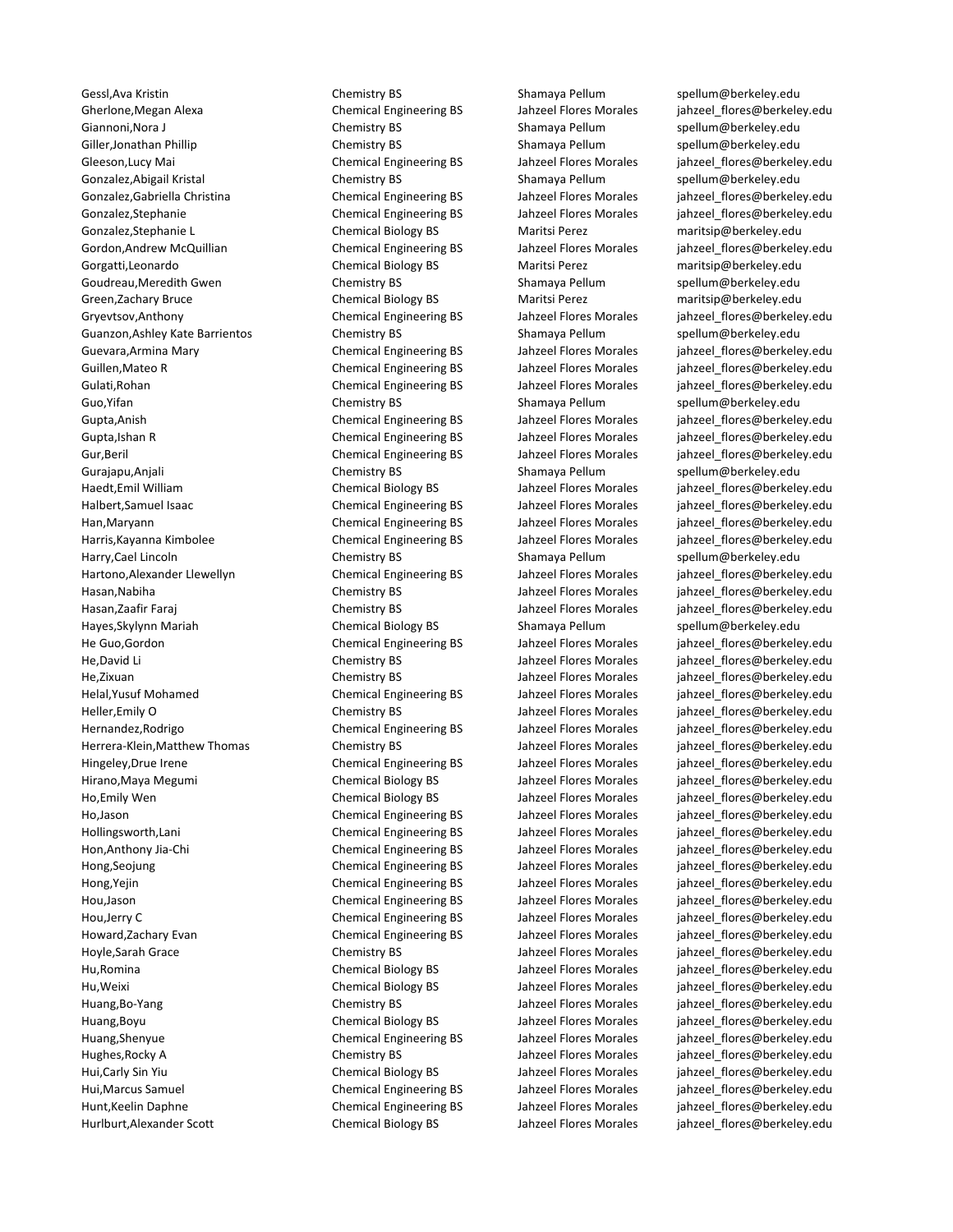| | | | |
|---|---|---|---|
| Gessl,Ava Kristin | Chemistry BS | Shamaya Pellum | spellum@berkeley.edu |
| Gherlone,Megan Alexa | Chemical Engineering BS | Jahzeel Flores Morales | jahzeel_flores@berkeley.edu |
| Giannoni,Nora J | Chemistry BS | Shamaya Pellum | spellum@berkeley.edu |
| Giller,Jonathan Phillip | Chemistry BS | Shamaya Pellum | spellum@berkeley.edu |
| Gleeson,Lucy Mai | Chemical Engineering BS | Jahzeel Flores Morales | jahzeel_flores@berkeley.edu |
| Gonzalez,Abigail Kristal | Chemistry BS | Shamaya Pellum | spellum@berkeley.edu |
| Gonzalez,Gabriella Christina | Chemical Engineering BS | Jahzeel Flores Morales | jahzeel_flores@berkeley.edu |
| Gonzalez,Stephanie | Chemical Engineering BS | Jahzeel Flores Morales | jahzeel_flores@berkeley.edu |
| Gonzalez,Stephanie L | Chemical Biology BS | Maritsi Perez | maritsip@berkeley.edu |
| Gordon,Andrew McQuillian | Chemical Engineering BS | Jahzeel Flores Morales | jahzeel_flores@berkeley.edu |
| Gorgatti,Leonardo | Chemical Biology BS | Maritsi Perez | maritsip@berkeley.edu |
| Goudreau,Meredith Gwen | Chemistry BS | Shamaya Pellum | spellum@berkeley.edu |
| Green,Zachary Bruce | Chemical Biology BS | Maritsi Perez | maritsip@berkeley.edu |
| Gryevtsov,Anthony | Chemical Engineering BS | Jahzeel Flores Morales | jahzeel_flores@berkeley.edu |
| Guanzon,Ashley Kate Barrientos | Chemistry BS | Shamaya Pellum | spellum@berkeley.edu |
| Guevara,Armina Mary | Chemical Engineering BS | Jahzeel Flores Morales | jahzeel_flores@berkeley.edu |
| Guillen,Mateo R | Chemical Engineering BS | Jahzeel Flores Morales | jahzeel_flores@berkeley.edu |
| Gulati,Rohan | Chemical Engineering BS | Jahzeel Flores Morales | jahzeel_flores@berkeley.edu |
| Guo,Yifan | Chemistry BS | Shamaya Pellum | spellum@berkeley.edu |
| Gupta,Anish | Chemical Engineering BS | Jahzeel Flores Morales | jahzeel_flores@berkeley.edu |
| Gupta,Ishan R | Chemical Engineering BS | Jahzeel Flores Morales | jahzeel_flores@berkeley.edu |
| Gur,Beril | Chemical Engineering BS | Jahzeel Flores Morales | jahzeel_flores@berkeley.edu |
| Gurajapu,Anjali | Chemistry BS | Shamaya Pellum | spellum@berkeley.edu |
| Haedt,Emil William | Chemical Biology BS | Jahzeel Flores Morales | jahzeel_flores@berkeley.edu |
| Halbert,Samuel Isaac | Chemical Engineering BS | Jahzeel Flores Morales | jahzeel_flores@berkeley.edu |
| Han,Maryann | Chemical Engineering BS | Jahzeel Flores Morales | jahzeel_flores@berkeley.edu |
| Harris,Kayanna Kimbolee | Chemical Engineering BS | Jahzeel Flores Morales | jahzeel_flores@berkeley.edu |
| Harry,Cael Lincoln | Chemistry BS | Shamaya Pellum | spellum@berkeley.edu |
| Hartono,Alexander Llewellyn | Chemical Engineering BS | Jahzeel Flores Morales | jahzeel_flores@berkeley.edu |
| Hasan,Nabiha | Chemistry BS | Jahzeel Flores Morales | jahzeel_flores@berkeley.edu |
| Hasan,Zaafir Faraj | Chemistry BS | Jahzeel Flores Morales | jahzeel_flores@berkeley.edu |
| Hayes,Skylynn Mariah | Chemical Biology BS | Shamaya Pellum | spellum@berkeley.edu |
| He Guo,Gordon | Chemical Engineering BS | Jahzeel Flores Morales | jahzeel_flores@berkeley.edu |
| He,David Li | Chemistry BS | Jahzeel Flores Morales | jahzeel_flores@berkeley.edu |
| He,Zixuan | Chemistry BS | Jahzeel Flores Morales | jahzeel_flores@berkeley.edu |
| Helal,Yusuf Mohamed | Chemical Engineering BS | Jahzeel Flores Morales | jahzeel_flores@berkeley.edu |
| Heller,Emily O | Chemistry BS | Jahzeel Flores Morales | jahzeel_flores@berkeley.edu |
| Hernandez,Rodrigo | Chemical Engineering BS | Jahzeel Flores Morales | jahzeel_flores@berkeley.edu |
| Herrera-Klein,Matthew Thomas | Chemistry BS | Jahzeel Flores Morales | jahzeel_flores@berkeley.edu |
| Hingeley,Drue Irene | Chemical Engineering BS | Jahzeel Flores Morales | jahzeel_flores@berkeley.edu |
| Hirano,Maya Megumi | Chemical Biology BS | Jahzeel Flores Morales | jahzeel_flores@berkeley.edu |
| Ho,Emily Wen | Chemical Biology BS | Jahzeel Flores Morales | jahzeel_flores@berkeley.edu |
| Ho,Jason | Chemical Engineering BS | Jahzeel Flores Morales | jahzeel_flores@berkeley.edu |
| Hollingsworth,Lani | Chemical Engineering BS | Jahzeel Flores Morales | jahzeel_flores@berkeley.edu |
| Hon,Anthony Jia-Chi | Chemical Engineering BS | Jahzeel Flores Morales | jahzeel_flores@berkeley.edu |
| Hong,Seojung | Chemical Engineering BS | Jahzeel Flores Morales | jahzeel_flores@berkeley.edu |
| Hong,Yejin | Chemical Engineering BS | Jahzeel Flores Morales | jahzeel_flores@berkeley.edu |
| Hou,Jason | Chemical Engineering BS | Jahzeel Flores Morales | jahzeel_flores@berkeley.edu |
| Hou,Jerry C | Chemical Engineering BS | Jahzeel Flores Morales | jahzeel_flores@berkeley.edu |
| Howard,Zachary Evan | Chemical Engineering BS | Jahzeel Flores Morales | jahzeel_flores@berkeley.edu |
| Hoyle,Sarah Grace | Chemistry BS | Jahzeel Flores Morales | jahzeel_flores@berkeley.edu |
| Hu,Romina | Chemical Biology BS | Jahzeel Flores Morales | jahzeel_flores@berkeley.edu |
| Hu,Weixi | Chemical Biology BS | Jahzeel Flores Morales | jahzeel_flores@berkeley.edu |
| Huang,Bo-Yang | Chemistry BS | Jahzeel Flores Morales | jahzeel_flores@berkeley.edu |
| Huang,Boyu | Chemical Biology BS | Jahzeel Flores Morales | jahzeel_flores@berkeley.edu |
| Huang,Shenyue | Chemical Engineering BS | Jahzeel Flores Morales | jahzeel_flores@berkeley.edu |
| Hughes,Rocky A | Chemistry BS | Jahzeel Flores Morales | jahzeel_flores@berkeley.edu |
| Hui,Carly Sin Yiu | Chemical Biology BS | Jahzeel Flores Morales | jahzeel_flores@berkeley.edu |
| Hui,Marcus Samuel | Chemical Engineering BS | Jahzeel Flores Morales | jahzeel_flores@berkeley.edu |
| Hunt,Keelin Daphne | Chemical Engineering BS | Jahzeel Flores Morales | jahzeel_flores@berkeley.edu |
| Hurlburt,Alexander Scott | Chemical Biology BS | Jahzeel Flores Morales | jahzeel_flores@berkeley.edu |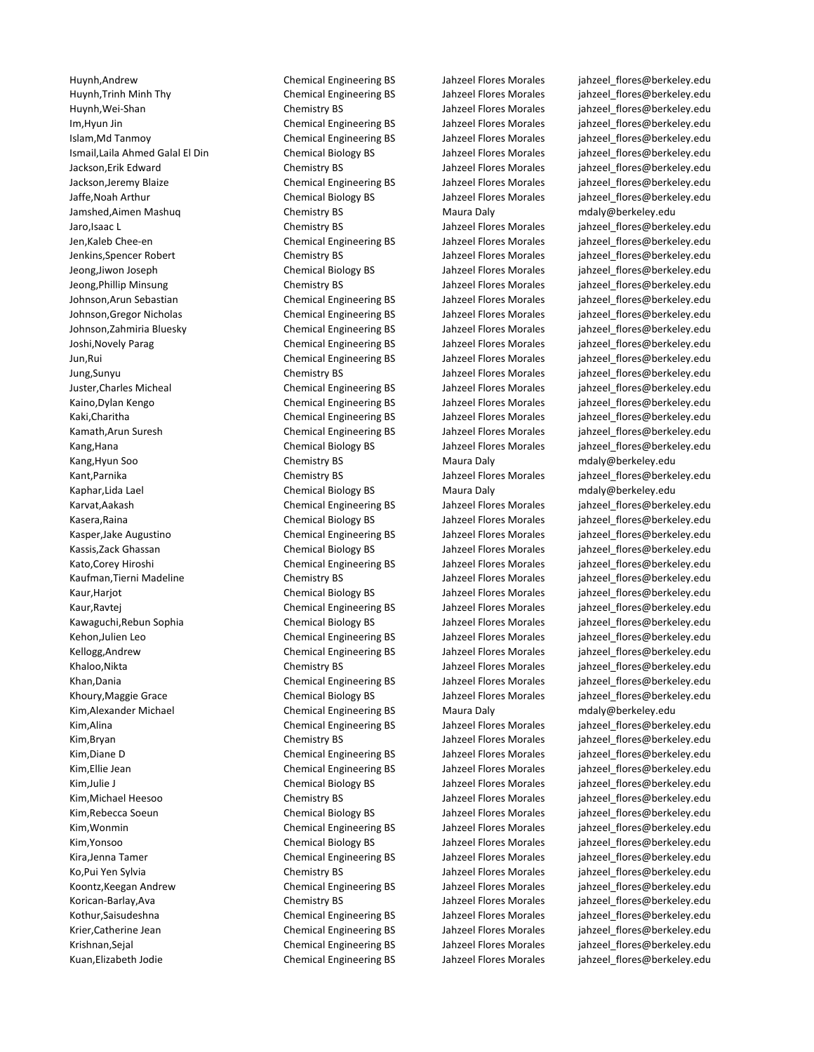| | | | |
|---|---|---|---|
| Huynh,Andrew | Chemical Engineering BS | Jahzeel Flores Morales | jahzeel_flores@berkeley.edu |
| Huynh,Trinh Minh Thy | Chemical Engineering BS | Jahzeel Flores Morales | jahzeel_flores@berkeley.edu |
| Huynh,Wei-Shan | Chemistry BS | Jahzeel Flores Morales | jahzeel_flores@berkeley.edu |
| Im,Hyun Jin | Chemical Engineering BS | Jahzeel Flores Morales | jahzeel_flores@berkeley.edu |
| Islam,Md Tanmoy | Chemical Engineering BS | Jahzeel Flores Morales | jahzeel_flores@berkeley.edu |
| Ismail,Laila Ahmed Galal El Din | Chemical Biology BS | Jahzeel Flores Morales | jahzeel_flores@berkeley.edu |
| Jackson,Erik Edward | Chemistry BS | Jahzeel Flores Morales | jahzeel_flores@berkeley.edu |
| Jackson,Jeremy Blaize | Chemical Engineering BS | Jahzeel Flores Morales | jahzeel_flores@berkeley.edu |
| Jaffe,Noah Arthur | Chemical Biology BS | Jahzeel Flores Morales | jahzeel_flores@berkeley.edu |
| Jamshed,Aimen Mashuq | Chemistry BS | Maura Daly | mdaly@berkeley.edu |
| Jaro,Isaac L | Chemistry BS | Jahzeel Flores Morales | jahzeel_flores@berkeley.edu |
| Jen,Kaleb Chee-en | Chemical Engineering BS | Jahzeel Flores Morales | jahzeel_flores@berkeley.edu |
| Jenkins,Spencer Robert | Chemistry BS | Jahzeel Flores Morales | jahzeel_flores@berkeley.edu |
| Jeong,Jiwon Joseph | Chemical Biology BS | Jahzeel Flores Morales | jahzeel_flores@berkeley.edu |
| Jeong,Phillip Minsung | Chemistry BS | Jahzeel Flores Morales | jahzeel_flores@berkeley.edu |
| Johnson,Arun Sebastian | Chemical Engineering BS | Jahzeel Flores Morales | jahzeel_flores@berkeley.edu |
| Johnson,Gregor Nicholas | Chemical Engineering BS | Jahzeel Flores Morales | jahzeel_flores@berkeley.edu |
| Johnson,Zahmiria Bluesky | Chemical Engineering BS | Jahzeel Flores Morales | jahzeel_flores@berkeley.edu |
| Joshi,Novely Parag | Chemical Engineering BS | Jahzeel Flores Morales | jahzeel_flores@berkeley.edu |
| Jun,Rui | Chemical Engineering BS | Jahzeel Flores Morales | jahzeel_flores@berkeley.edu |
| Jung,Sunyu | Chemistry BS | Jahzeel Flores Morales | jahzeel_flores@berkeley.edu |
| Juster,Charles Micheal | Chemical Engineering BS | Jahzeel Flores Morales | jahzeel_flores@berkeley.edu |
| Kaino,Dylan Kengo | Chemical Engineering BS | Jahzeel Flores Morales | jahzeel_flores@berkeley.edu |
| Kaki,Charitha | Chemical Engineering BS | Jahzeel Flores Morales | jahzeel_flores@berkeley.edu |
| Kamath,Arun Suresh | Chemical Engineering BS | Jahzeel Flores Morales | jahzeel_flores@berkeley.edu |
| Kang,Hana | Chemical Biology BS | Jahzeel Flores Morales | jahzeel_flores@berkeley.edu |
| Kang,Hyun Soo | Chemistry BS | Maura Daly | mdaly@berkeley.edu |
| Kant,Parnika | Chemistry BS | Jahzeel Flores Morales | jahzeel_flores@berkeley.edu |
| Kaphar,Lida Lael | Chemical Biology BS | Maura Daly | mdaly@berkeley.edu |
| Karvat,Aakash | Chemical Engineering BS | Jahzeel Flores Morales | jahzeel_flores@berkeley.edu |
| Kasera,Raina | Chemical Biology BS | Jahzeel Flores Morales | jahzeel_flores@berkeley.edu |
| Kasper,Jake Augustino | Chemical Engineering BS | Jahzeel Flores Morales | jahzeel_flores@berkeley.edu |
| Kassis,Zack Ghassan | Chemical Biology BS | Jahzeel Flores Morales | jahzeel_flores@berkeley.edu |
| Kato,Corey Hiroshi | Chemical Engineering BS | Jahzeel Flores Morales | jahzeel_flores@berkeley.edu |
| Kaufman,Tierni Madeline | Chemistry BS | Jahzeel Flores Morales | jahzeel_flores@berkeley.edu |
| Kaur,Harjot | Chemical Biology BS | Jahzeel Flores Morales | jahzeel_flores@berkeley.edu |
| Kaur,Ravtej | Chemical Engineering BS | Jahzeel Flores Morales | jahzeel_flores@berkeley.edu |
| Kawaguchi,Rebun Sophia | Chemical Biology BS | Jahzeel Flores Morales | jahzeel_flores@berkeley.edu |
| Kehon,Julien Leo | Chemical Engineering BS | Jahzeel Flores Morales | jahzeel_flores@berkeley.edu |
| Kellogg,Andrew | Chemical Engineering BS | Jahzeel Flores Morales | jahzeel_flores@berkeley.edu |
| Khaloo,Nikta | Chemistry BS | Jahzeel Flores Morales | jahzeel_flores@berkeley.edu |
| Khan,Dania | Chemical Engineering BS | Jahzeel Flores Morales | jahzeel_flores@berkeley.edu |
| Khoury,Maggie Grace | Chemical Biology BS | Jahzeel Flores Morales | jahzeel_flores@berkeley.edu |
| Kim,Alexander Michael | Chemical Engineering BS | Maura Daly | mdaly@berkeley.edu |
| Kim,Alina | Chemical Engineering BS | Jahzeel Flores Morales | jahzeel_flores@berkeley.edu |
| Kim,Bryan | Chemistry BS | Jahzeel Flores Morales | jahzeel_flores@berkeley.edu |
| Kim,Diane D | Chemical Engineering BS | Jahzeel Flores Morales | jahzeel_flores@berkeley.edu |
| Kim,Ellie Jean | Chemical Engineering BS | Jahzeel Flores Morales | jahzeel_flores@berkeley.edu |
| Kim,Julie J | Chemical Biology BS | Jahzeel Flores Morales | jahzeel_flores@berkeley.edu |
| Kim,Michael Heesoo | Chemistry BS | Jahzeel Flores Morales | jahzeel_flores@berkeley.edu |
| Kim,Rebecca Soeun | Chemical Biology BS | Jahzeel Flores Morales | jahzeel_flores@berkeley.edu |
| Kim,Wonmin | Chemical Engineering BS | Jahzeel Flores Morales | jahzeel_flores@berkeley.edu |
| Kim,Yonsoo | Chemical Biology BS | Jahzeel Flores Morales | jahzeel_flores@berkeley.edu |
| Kira,Jenna Tamer | Chemical Engineering BS | Jahzeel Flores Morales | jahzeel_flores@berkeley.edu |
| Ko,Pui Yen Sylvia | Chemistry BS | Jahzeel Flores Morales | jahzeel_flores@berkeley.edu |
| Koontz,Keegan Andrew | Chemical Engineering BS | Jahzeel Flores Morales | jahzeel_flores@berkeley.edu |
| Korican-Barlay,Ava | Chemistry BS | Jahzeel Flores Morales | jahzeel_flores@berkeley.edu |
| Kothur,Saisudeshna | Chemical Engineering BS | Jahzeel Flores Morales | jahzeel_flores@berkeley.edu |
| Krier,Catherine Jean | Chemical Engineering BS | Jahzeel Flores Morales | jahzeel_flores@berkeley.edu |
| Krishnan,Sejal | Chemical Engineering BS | Jahzeel Flores Morales | jahzeel_flores@berkeley.edu |
| Kuan,Elizabeth Jodie | Chemical Engineering BS | Jahzeel Flores Morales | jahzeel_flores@berkeley.edu |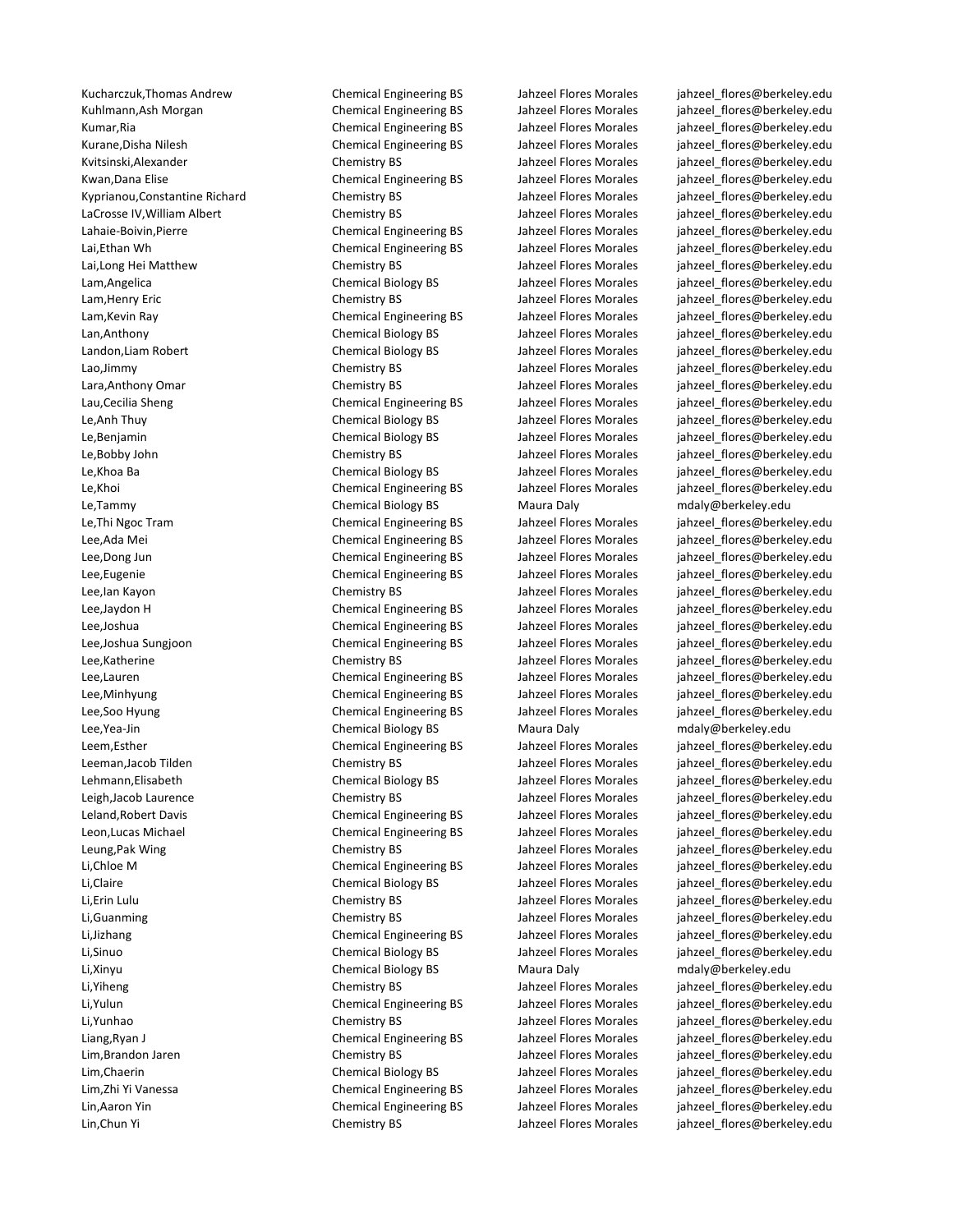| | | | |
|---|---|---|---|
| Kucharczuk,Thomas Andrew | Chemical Engineering BS | Jahzeel Flores Morales | jahzeel_flores@berkeley.edu |
| Kuhlmann,Ash Morgan | Chemical Engineering BS | Jahzeel Flores Morales | jahzeel_flores@berkeley.edu |
| Kumar,Ria | Chemical Engineering BS | Jahzeel Flores Morales | jahzeel_flores@berkeley.edu |
| Kurane,Disha Nilesh | Chemical Engineering BS | Jahzeel Flores Morales | jahzeel_flores@berkeley.edu |
| Kvitsinski,Alexander | Chemistry BS | Jahzeel Flores Morales | jahzeel_flores@berkeley.edu |
| Kwan,Dana Elise | Chemical Engineering BS | Jahzeel Flores Morales | jahzeel_flores@berkeley.edu |
| Kyprianou,Constantine Richard | Chemistry BS | Jahzeel Flores Morales | jahzeel_flores@berkeley.edu |
| LaCrosse IV,William Albert | Chemistry BS | Jahzeel Flores Morales | jahzeel_flores@berkeley.edu |
| Lahaie-Boivin,Pierre | Chemical Engineering BS | Jahzeel Flores Morales | jahzeel_flores@berkeley.edu |
| Lai,Ethan Wh | Chemical Engineering BS | Jahzeel Flores Morales | jahzeel_flores@berkeley.edu |
| Lai,Long Hei Matthew | Chemistry BS | Jahzeel Flores Morales | jahzeel_flores@berkeley.edu |
| Lam,Angelica | Chemical Biology BS | Jahzeel Flores Morales | jahzeel_flores@berkeley.edu |
| Lam,Henry Eric | Chemistry BS | Jahzeel Flores Morales | jahzeel_flores@berkeley.edu |
| Lam,Kevin Ray | Chemical Engineering BS | Jahzeel Flores Morales | jahzeel_flores@berkeley.edu |
| Lan,Anthony | Chemical Biology BS | Jahzeel Flores Morales | jahzeel_flores@berkeley.edu |
| Landon,Liam Robert | Chemical Biology BS | Jahzeel Flores Morales | jahzeel_flores@berkeley.edu |
| Lao,Jimmy | Chemistry BS | Jahzeel Flores Morales | jahzeel_flores@berkeley.edu |
| Lara,Anthony Omar | Chemistry BS | Jahzeel Flores Morales | jahzeel_flores@berkeley.edu |
| Lau,Cecilia Sheng | Chemical Engineering BS | Jahzeel Flores Morales | jahzeel_flores@berkeley.edu |
| Le,Anh Thuy | Chemical Biology BS | Jahzeel Flores Morales | jahzeel_flores@berkeley.edu |
| Le,Benjamin | Chemical Biology BS | Jahzeel Flores Morales | jahzeel_flores@berkeley.edu |
| Le,Bobby John | Chemistry BS | Jahzeel Flores Morales | jahzeel_flores@berkeley.edu |
| Le,Khoa Ba | Chemical Biology BS | Jahzeel Flores Morales | jahzeel_flores@berkeley.edu |
| Le,Khoi | Chemical Engineering BS | Jahzeel Flores Morales | jahzeel_flores@berkeley.edu |
| Le,Tammy | Chemical Biology BS | Maura Daly | mdaly@berkeley.edu |
| Le,Thi Ngoc Tram | Chemical Engineering BS | Jahzeel Flores Morales | jahzeel_flores@berkeley.edu |
| Lee,Ada Mei | Chemical Engineering BS | Jahzeel Flores Morales | jahzeel_flores@berkeley.edu |
| Lee,Dong Jun | Chemical Engineering BS | Jahzeel Flores Morales | jahzeel_flores@berkeley.edu |
| Lee,Eugenie | Chemical Engineering BS | Jahzeel Flores Morales | jahzeel_flores@berkeley.edu |
| Lee,Ian Kayon | Chemistry BS | Jahzeel Flores Morales | jahzeel_flores@berkeley.edu |
| Lee,Jaydon H | Chemical Engineering BS | Jahzeel Flores Morales | jahzeel_flores@berkeley.edu |
| Lee,Joshua | Chemical Engineering BS | Jahzeel Flores Morales | jahzeel_flores@berkeley.edu |
| Lee,Joshua Sungjoon | Chemical Engineering BS | Jahzeel Flores Morales | jahzeel_flores@berkeley.edu |
| Lee,Katherine | Chemistry BS | Jahzeel Flores Morales | jahzeel_flores@berkeley.edu |
| Lee,Lauren | Chemical Engineering BS | Jahzeel Flores Morales | jahzeel_flores@berkeley.edu |
| Lee,Minhyung | Chemical Engineering BS | Jahzeel Flores Morales | jahzeel_flores@berkeley.edu |
| Lee,Soo Hyung | Chemical Engineering BS | Jahzeel Flores Morales | jahzeel_flores@berkeley.edu |
| Lee,Yea-Jin | Chemical Biology BS | Maura Daly | mdaly@berkeley.edu |
| Leem,Esther | Chemical Engineering BS | Jahzeel Flores Morales | jahzeel_flores@berkeley.edu |
| Leeman,Jacob Tilden | Chemistry BS | Jahzeel Flores Morales | jahzeel_flores@berkeley.edu |
| Lehmann,Elisabeth | Chemical Biology BS | Jahzeel Flores Morales | jahzeel_flores@berkeley.edu |
| Leigh,Jacob Laurence | Chemistry BS | Jahzeel Flores Morales | jahzeel_flores@berkeley.edu |
| Leland,Robert Davis | Chemical Engineering BS | Jahzeel Flores Morales | jahzeel_flores@berkeley.edu |
| Leon,Lucas Michael | Chemical Engineering BS | Jahzeel Flores Morales | jahzeel_flores@berkeley.edu |
| Leung,Pak Wing | Chemistry BS | Jahzeel Flores Morales | jahzeel_flores@berkeley.edu |
| Li,Chloe M | Chemical Engineering BS | Jahzeel Flores Morales | jahzeel_flores@berkeley.edu |
| Li,Claire | Chemical Biology BS | Jahzeel Flores Morales | jahzeel_flores@berkeley.edu |
| Li,Erin Lulu | Chemistry BS | Jahzeel Flores Morales | jahzeel_flores@berkeley.edu |
| Li,Guanming | Chemistry BS | Jahzeel Flores Morales | jahzeel_flores@berkeley.edu |
| Li,Jizhang | Chemical Engineering BS | Jahzeel Flores Morales | jahzeel_flores@berkeley.edu |
| Li,Sinuo | Chemical Biology BS | Jahzeel Flores Morales | jahzeel_flores@berkeley.edu |
| Li,Xinyu | Chemical Biology BS | Maura Daly | mdaly@berkeley.edu |
| Li,Yiheng | Chemistry BS | Jahzeel Flores Morales | jahzeel_flores@berkeley.edu |
| Li,Yulun | Chemical Engineering BS | Jahzeel Flores Morales | jahzeel_flores@berkeley.edu |
| Li,Yunhao | Chemistry BS | Jahzeel Flores Morales | jahzeel_flores@berkeley.edu |
| Liang,Ryan J | Chemical Engineering BS | Jahzeel Flores Morales | jahzeel_flores@berkeley.edu |
| Lim,Brandon Jaren | Chemistry BS | Jahzeel Flores Morales | jahzeel_flores@berkeley.edu |
| Lim,Chaerin | Chemical Biology BS | Jahzeel Flores Morales | jahzeel_flores@berkeley.edu |
| Lim,Zhi Yi Vanessa | Chemical Engineering BS | Jahzeel Flores Morales | jahzeel_flores@berkeley.edu |
| Lin,Aaron Yin | Chemical Engineering BS | Jahzeel Flores Morales | jahzeel_flores@berkeley.edu |
| Lin,Chun Yi | Chemistry BS | Jahzeel Flores Morales | jahzeel_flores@berkeley.edu |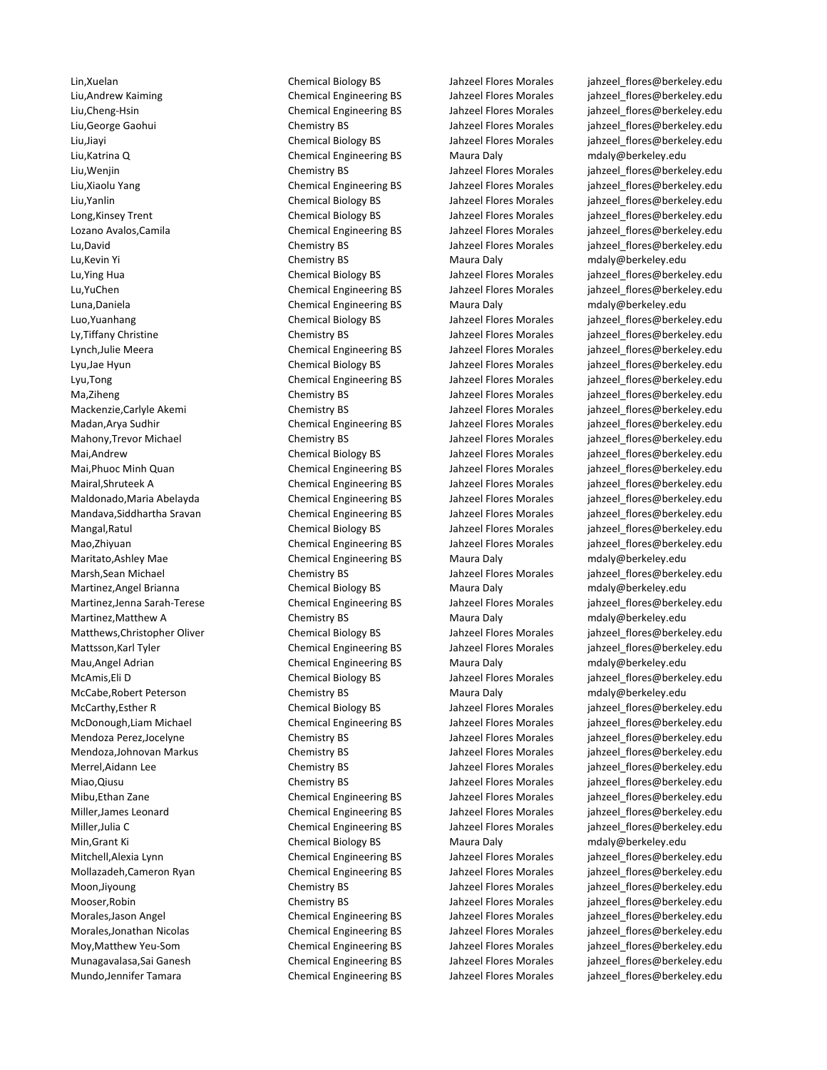| | | | |
|---|---|---|---|
| Lin,Xuelan | Chemical Biology BS | Jahzeel Flores Morales | jahzeel_flores@berkeley.edu |
| Liu,Andrew Kaiming | Chemical Engineering BS | Jahzeel Flores Morales | jahzeel_flores@berkeley.edu |
| Liu,Cheng-Hsin | Chemical Engineering BS | Jahzeel Flores Morales | jahzeel_flores@berkeley.edu |
| Liu,George Gaohui | Chemistry BS | Jahzeel Flores Morales | jahzeel_flores@berkeley.edu |
| Liu,Jiayi | Chemical Biology BS | Jahzeel Flores Morales | jahzeel_flores@berkeley.edu |
| Liu,Katrina Q | Chemical Engineering BS | Maura Daly | mdaly@berkeley.edu |
| Liu,Wenjin | Chemistry BS | Jahzeel Flores Morales | jahzeel_flores@berkeley.edu |
| Liu,Xiaolu Yang | Chemical Engineering BS | Jahzeel Flores Morales | jahzeel_flores@berkeley.edu |
| Liu,Yanlin | Chemical Biology BS | Jahzeel Flores Morales | jahzeel_flores@berkeley.edu |
| Long,Kinsey Trent | Chemical Biology BS | Jahzeel Flores Morales | jahzeel_flores@berkeley.edu |
| Lozano Avalos,Camila | Chemical Engineering BS | Jahzeel Flores Morales | jahzeel_flores@berkeley.edu |
| Lu,David | Chemistry BS | Jahzeel Flores Morales | jahzeel_flores@berkeley.edu |
| Lu,Kevin Yi | Chemistry BS | Maura Daly | mdaly@berkeley.edu |
| Lu,Ying Hua | Chemical Biology BS | Jahzeel Flores Morales | jahzeel_flores@berkeley.edu |
| Lu,YuChen | Chemical Engineering BS | Jahzeel Flores Morales | jahzeel_flores@berkeley.edu |
| Luna,Daniela | Chemical Engineering BS | Maura Daly | mdaly@berkeley.edu |
| Luo,Yuanhang | Chemical Biology BS | Jahzeel Flores Morales | jahzeel_flores@berkeley.edu |
| Ly,Tiffany Christine | Chemistry BS | Jahzeel Flores Morales | jahzeel_flores@berkeley.edu |
| Lynch,Julie Meera | Chemical Engineering BS | Jahzeel Flores Morales | jahzeel_flores@berkeley.edu |
| Lyu,Jae Hyun | Chemical Biology BS | Jahzeel Flores Morales | jahzeel_flores@berkeley.edu |
| Lyu,Tong | Chemical Engineering BS | Jahzeel Flores Morales | jahzeel_flores@berkeley.edu |
| Ma,Ziheng | Chemistry BS | Jahzeel Flores Morales | jahzeel_flores@berkeley.edu |
| Mackenzie,Carlyle Akemi | Chemistry BS | Jahzeel Flores Morales | jahzeel_flores@berkeley.edu |
| Madan,Arya Sudhir | Chemical Engineering BS | Jahzeel Flores Morales | jahzeel_flores@berkeley.edu |
| Mahony,Trevor Michael | Chemistry BS | Jahzeel Flores Morales | jahzeel_flores@berkeley.edu |
| Mai,Andrew | Chemical Biology BS | Jahzeel Flores Morales | jahzeel_flores@berkeley.edu |
| Mai,Phuoc Minh Quan | Chemical Engineering BS | Jahzeel Flores Morales | jahzeel_flores@berkeley.edu |
| Mairal,Shruteek A | Chemical Engineering BS | Jahzeel Flores Morales | jahzeel_flores@berkeley.edu |
| Maldonado,Maria Abelayda | Chemical Engineering BS | Jahzeel Flores Morales | jahzeel_flores@berkeley.edu |
| Mandava,Siddhartha Sravan | Chemical Engineering BS | Jahzeel Flores Morales | jahzeel_flores@berkeley.edu |
| Mangal,Ratul | Chemical Biology BS | Jahzeel Flores Morales | jahzeel_flores@berkeley.edu |
| Mao,Zhiyuan | Chemical Engineering BS | Jahzeel Flores Morales | jahzeel_flores@berkeley.edu |
| Maritato,Ashley Mae | Chemical Engineering BS | Maura Daly | mdaly@berkeley.edu |
| Marsh,Sean Michael | Chemistry BS | Jahzeel Flores Morales | jahzeel_flores@berkeley.edu |
| Martinez,Angel Brianna | Chemical Biology BS | Maura Daly | mdaly@berkeley.edu |
| Martinez,Jenna Sarah-Terese | Chemical Engineering BS | Jahzeel Flores Morales | jahzeel_flores@berkeley.edu |
| Martinez,Matthew A | Chemistry BS | Maura Daly | mdaly@berkeley.edu |
| Matthews,Christopher Oliver | Chemical Biology BS | Jahzeel Flores Morales | jahzeel_flores@berkeley.edu |
| Mattsson,Karl Tyler | Chemical Engineering BS | Jahzeel Flores Morales | jahzeel_flores@berkeley.edu |
| Mau,Angel Adrian | Chemical Engineering BS | Maura Daly | mdaly@berkeley.edu |
| McAmis,Eli D | Chemical Biology BS | Jahzeel Flores Morales | jahzeel_flores@berkeley.edu |
| McCabe,Robert Peterson | Chemistry BS | Maura Daly | mdaly@berkeley.edu |
| McCarthy,Esther R | Chemical Biology BS | Jahzeel Flores Morales | jahzeel_flores@berkeley.edu |
| McDonough,Liam Michael | Chemical Engineering BS | Jahzeel Flores Morales | jahzeel_flores@berkeley.edu |
| Mendoza Perez,Jocelyne | Chemistry BS | Jahzeel Flores Morales | jahzeel_flores@berkeley.edu |
| Mendoza,Johnovan Markus | Chemistry BS | Jahzeel Flores Morales | jahzeel_flores@berkeley.edu |
| Merrel,Aidann Lee | Chemistry BS | Jahzeel Flores Morales | jahzeel_flores@berkeley.edu |
| Miao,Qiusu | Chemistry BS | Jahzeel Flores Morales | jahzeel_flores@berkeley.edu |
| Mibu,Ethan Zane | Chemical Engineering BS | Jahzeel Flores Morales | jahzeel_flores@berkeley.edu |
| Miller,James Leonard | Chemical Engineering BS | Jahzeel Flores Morales | jahzeel_flores@berkeley.edu |
| Miller,Julia C | Chemical Engineering BS | Jahzeel Flores Morales | jahzeel_flores@berkeley.edu |
| Min,Grant Ki | Chemical Biology BS | Maura Daly | mdaly@berkeley.edu |
| Mitchell,Alexia Lynn | Chemical Engineering BS | Jahzeel Flores Morales | jahzeel_flores@berkeley.edu |
| Mollazadeh,Cameron Ryan | Chemical Engineering BS | Jahzeel Flores Morales | jahzeel_flores@berkeley.edu |
| Moon,Jiyoung | Chemistry BS | Jahzeel Flores Morales | jahzeel_flores@berkeley.edu |
| Mooser,Robin | Chemistry BS | Jahzeel Flores Morales | jahzeel_flores@berkeley.edu |
| Morales,Jason Angel | Chemical Engineering BS | Jahzeel Flores Morales | jahzeel_flores@berkeley.edu |
| Morales,Jonathan Nicolas | Chemical Engineering BS | Jahzeel Flores Morales | jahzeel_flores@berkeley.edu |
| Moy,Matthew Yeu-Som | Chemical Engineering BS | Jahzeel Flores Morales | jahzeel_flores@berkeley.edu |
| Munagavalasa,Sai Ganesh | Chemical Engineering BS | Jahzeel Flores Morales | jahzeel_flores@berkeley.edu |
| Mundo,Jennifer Tamara | Chemical Engineering BS | Jahzeel Flores Morales | jahzeel_flores@berkeley.edu |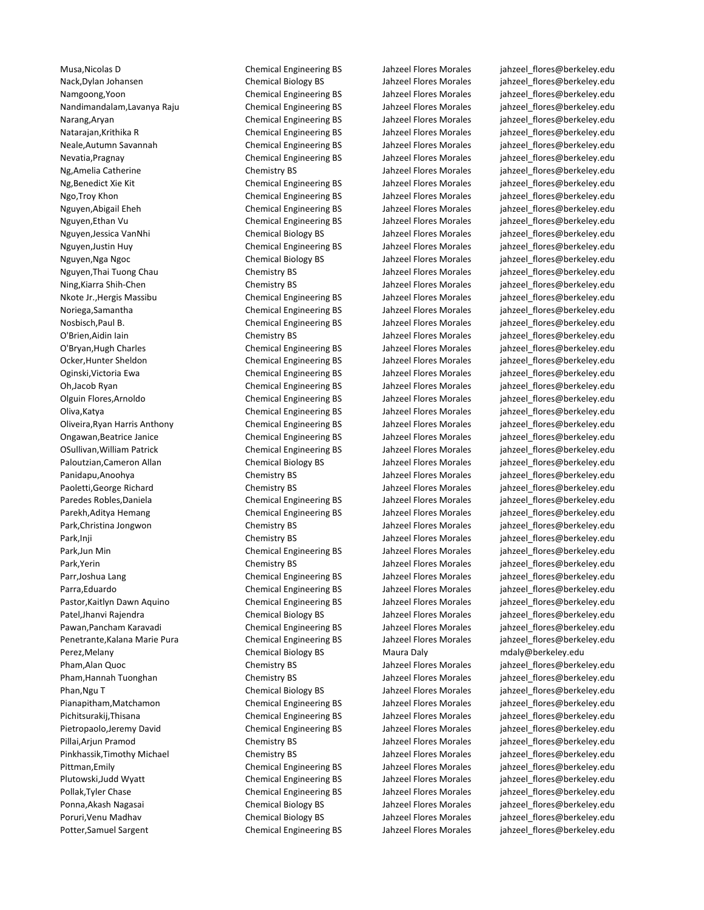| | | | |
|---|---|---|---|
| Musa,Nicolas D | Chemical Engineering BS | Jahzeel Flores Morales | jahzeel_flores@berkeley.edu |
| Nack,Dylan Johansen | Chemical Biology BS | Jahzeel Flores Morales | jahzeel_flores@berkeley.edu |
| Namgoong,Yoon | Chemical Engineering BS | Jahzeel Flores Morales | jahzeel_flores@berkeley.edu |
| Nandimandalam,Lavanya Raju | Chemical Engineering BS | Jahzeel Flores Morales | jahzeel_flores@berkeley.edu |
| Narang,Aryan | Chemical Engineering BS | Jahzeel Flores Morales | jahzeel_flores@berkeley.edu |
| Natarajan,Krithika R | Chemical Engineering BS | Jahzeel Flores Morales | jahzeel_flores@berkeley.edu |
| Neale,Autumn Savannah | Chemical Engineering BS | Jahzeel Flores Morales | jahzeel_flores@berkeley.edu |
| Nevatia,Pragnay | Chemical Engineering BS | Jahzeel Flores Morales | jahzeel_flores@berkeley.edu |
| Ng,Amelia Catherine | Chemistry BS | Jahzeel Flores Morales | jahzeel_flores@berkeley.edu |
| Ng,Benedict Xie Kit | Chemical Engineering BS | Jahzeel Flores Morales | jahzeel_flores@berkeley.edu |
| Ngo,Troy Khon | Chemical Engineering BS | Jahzeel Flores Morales | jahzeel_flores@berkeley.edu |
| Nguyen,Abigail Eheh | Chemical Engineering BS | Jahzeel Flores Morales | jahzeel_flores@berkeley.edu |
| Nguyen,Ethan Vu | Chemical Engineering BS | Jahzeel Flores Morales | jahzeel_flores@berkeley.edu |
| Nguyen,Jessica VanNhi | Chemical Biology BS | Jahzeel Flores Morales | jahzeel_flores@berkeley.edu |
| Nguyen,Justin Huy | Chemical Engineering BS | Jahzeel Flores Morales | jahzeel_flores@berkeley.edu |
| Nguyen,Nga Ngoc | Chemical Biology BS | Jahzeel Flores Morales | jahzeel_flores@berkeley.edu |
| Nguyen,Thai Tuong Chau | Chemistry BS | Jahzeel Flores Morales | jahzeel_flores@berkeley.edu |
| Ning,Kiarra Shih-Chen | Chemistry BS | Jahzeel Flores Morales | jahzeel_flores@berkeley.edu |
| Nkote Jr.,Hergis Massibu | Chemical Engineering BS | Jahzeel Flores Morales | jahzeel_flores@berkeley.edu |
| Noriega,Samantha | Chemical Engineering BS | Jahzeel Flores Morales | jahzeel_flores@berkeley.edu |
| Nosbisch,Paul B. | Chemical Engineering BS | Jahzeel Flores Morales | jahzeel_flores@berkeley.edu |
| O'Brien,Aidin Iain | Chemistry BS | Jahzeel Flores Morales | jahzeel_flores@berkeley.edu |
| O'Bryan,Hugh Charles | Chemical Engineering BS | Jahzeel Flores Morales | jahzeel_flores@berkeley.edu |
| Ocker,Hunter Sheldon | Chemical Engineering BS | Jahzeel Flores Morales | jahzeel_flores@berkeley.edu |
| Oginski,Victoria Ewa | Chemical Engineering BS | Jahzeel Flores Morales | jahzeel_flores@berkeley.edu |
| Oh,Jacob Ryan | Chemical Engineering BS | Jahzeel Flores Morales | jahzeel_flores@berkeley.edu |
| Olguin Flores,Arnoldo | Chemical Engineering BS | Jahzeel Flores Morales | jahzeel_flores@berkeley.edu |
| Oliva,Katya | Chemical Engineering BS | Jahzeel Flores Morales | jahzeel_flores@berkeley.edu |
| Oliveira,Ryan Harris Anthony | Chemical Engineering BS | Jahzeel Flores Morales | jahzeel_flores@berkeley.edu |
| Ongawan,Beatrice Janice | Chemical Engineering BS | Jahzeel Flores Morales | jahzeel_flores@berkeley.edu |
| OSullivan,William Patrick | Chemical Engineering BS | Jahzeel Flores Morales | jahzeel_flores@berkeley.edu |
| Paloutzian,Cameron Allan | Chemical Biology BS | Jahzeel Flores Morales | jahzeel_flores@berkeley.edu |
| Panidapu,Anoohya | Chemistry BS | Jahzeel Flores Morales | jahzeel_flores@berkeley.edu |
| Paoletti,George Richard | Chemistry BS | Jahzeel Flores Morales | jahzeel_flores@berkeley.edu |
| Paredes Robles,Daniela | Chemical Engineering BS | Jahzeel Flores Morales | jahzeel_flores@berkeley.edu |
| Parekh,Aditya Hemang | Chemical Engineering BS | Jahzeel Flores Morales | jahzeel_flores@berkeley.edu |
| Park,Christina Jongwon | Chemistry BS | Jahzeel Flores Morales | jahzeel_flores@berkeley.edu |
| Park,Inji | Chemistry BS | Jahzeel Flores Morales | jahzeel_flores@berkeley.edu |
| Park,Jun Min | Chemical Engineering BS | Jahzeel Flores Morales | jahzeel_flores@berkeley.edu |
| Park,Yerin | Chemistry BS | Jahzeel Flores Morales | jahzeel_flores@berkeley.edu |
| Parr,Joshua Lang | Chemical Engineering BS | Jahzeel Flores Morales | jahzeel_flores@berkeley.edu |
| Parra,Eduardo | Chemical Engineering BS | Jahzeel Flores Morales | jahzeel_flores@berkeley.edu |
| Pastor,Kaitlyn Dawn Aquino | Chemical Engineering BS | Jahzeel Flores Morales | jahzeel_flores@berkeley.edu |
| Patel,Jhanvi Rajendra | Chemical Biology BS | Jahzeel Flores Morales | jahzeel_flores@berkeley.edu |
| Pawan,Pancham Karavadi | Chemical Engineering BS | Jahzeel Flores Morales | jahzeel_flores@berkeley.edu |
| Penetrante,Kalana Marie Pura | Chemical Engineering BS | Jahzeel Flores Morales | jahzeel_flores@berkeley.edu |
| Perez,Melany | Chemical Biology BS | Maura Daly | mdaly@berkeley.edu |
| Pham,Alan Quoc | Chemistry BS | Jahzeel Flores Morales | jahzeel_flores@berkeley.edu |
| Pham,Hannah Tuonghan | Chemistry BS | Jahzeel Flores Morales | jahzeel_flores@berkeley.edu |
| Phan,Ngu T | Chemical Biology BS | Jahzeel Flores Morales | jahzeel_flores@berkeley.edu |
| Pianapitham,Matchamon | Chemical Engineering BS | Jahzeel Flores Morales | jahzeel_flores@berkeley.edu |
| Pichitsurakij,Thisana | Chemical Engineering BS | Jahzeel Flores Morales | jahzeel_flores@berkeley.edu |
| Pietropaolo,Jeremy David | Chemical Engineering BS | Jahzeel Flores Morales | jahzeel_flores@berkeley.edu |
| Pillai,Arjun Pramod | Chemistry BS | Jahzeel Flores Morales | jahzeel_flores@berkeley.edu |
| Pinkhassik,Timothy Michael | Chemistry BS | Jahzeel Flores Morales | jahzeel_flores@berkeley.edu |
| Pittman,Emily | Chemical Engineering BS | Jahzeel Flores Morales | jahzeel_flores@berkeley.edu |
| Plutowski,Judd Wyatt | Chemical Engineering BS | Jahzeel Flores Morales | jahzeel_flores@berkeley.edu |
| Pollak,Tyler Chase | Chemical Engineering BS | Jahzeel Flores Morales | jahzeel_flores@berkeley.edu |
| Ponna,Akash Nagasai | Chemical Biology BS | Jahzeel Flores Morales | jahzeel_flores@berkeley.edu |
| Poruri,Venu Madhav | Chemical Biology BS | Jahzeel Flores Morales | jahzeel_flores@berkeley.edu |
| Potter,Samuel Sargent | Chemical Engineering BS | Jahzeel Flores Morales | jahzeel_flores@berkeley.edu |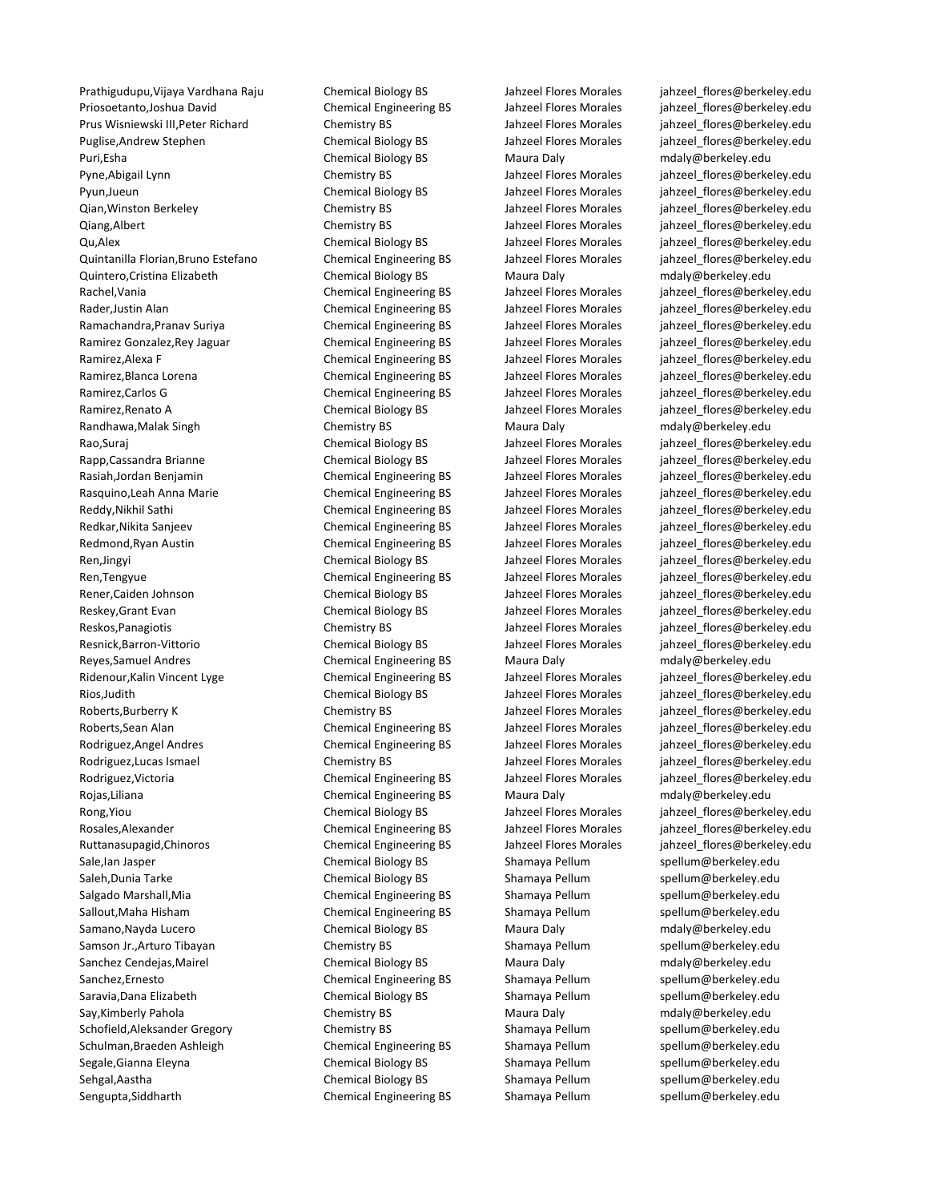| | | | |
|---|---|---|---|
| Prathigudupu,Vijaya Vardhana Raju | Chemical Biology BS | Jahzeel Flores Morales | jahzeel_flores@berkeley.edu |
| Priosoetanto,Joshua David | Chemical Engineering BS | Jahzeel Flores Morales | jahzeel_flores@berkeley.edu |
| Prus Wisniewski III,Peter Richard | Chemistry BS | Jahzeel Flores Morales | jahzeel_flores@berkeley.edu |
| Puglise,Andrew Stephen | Chemical Biology BS | Jahzeel Flores Morales | jahzeel_flores@berkeley.edu |
| Puri,Esha | Chemical Biology BS | Maura Daly | mdaly@berkeley.edu |
| Pyne,Abigail Lynn | Chemistry BS | Jahzeel Flores Morales | jahzeel_flores@berkeley.edu |
| Pyun,Jueun | Chemical Biology BS | Jahzeel Flores Morales | jahzeel_flores@berkeley.edu |
| Qian,Winston Berkeley | Chemistry BS | Jahzeel Flores Morales | jahzeel_flores@berkeley.edu |
| Qiang,Albert | Chemistry BS | Jahzeel Flores Morales | jahzeel_flores@berkeley.edu |
| Qu,Alex | Chemical Biology BS | Jahzeel Flores Morales | jahzeel_flores@berkeley.edu |
| Quintanilla Florian,Bruno Estefano | Chemical Engineering BS | Jahzeel Flores Morales | jahzeel_flores@berkeley.edu |
| Quintero,Cristina Elizabeth | Chemical Biology BS | Maura Daly | mdaly@berkeley.edu |
| Rachel,Vania | Chemical Engineering BS | Jahzeel Flores Morales | jahzeel_flores@berkeley.edu |
| Rader,Justin Alan | Chemical Engineering BS | Jahzeel Flores Morales | jahzeel_flores@berkeley.edu |
| Ramachandra,Pranav Suriya | Chemical Engineering BS | Jahzeel Flores Morales | jahzeel_flores@berkeley.edu |
| Ramirez Gonzalez,Rey Jaguar | Chemical Engineering BS | Jahzeel Flores Morales | jahzeel_flores@berkeley.edu |
| Ramirez,Alexa F | Chemical Engineering BS | Jahzeel Flores Morales | jahzeel_flores@berkeley.edu |
| Ramirez,Blanca Lorena | Chemical Engineering BS | Jahzeel Flores Morales | jahzeel_flores@berkeley.edu |
| Ramirez,Carlos G | Chemical Engineering BS | Jahzeel Flores Morales | jahzeel_flores@berkeley.edu |
| Ramirez,Renato A | Chemical Biology BS | Jahzeel Flores Morales | jahzeel_flores@berkeley.edu |
| Randhawa,Malak Singh | Chemistry BS | Maura Daly | mdaly@berkeley.edu |
| Rao,Suraj | Chemical Biology BS | Jahzeel Flores Morales | jahzeel_flores@berkeley.edu |
| Rapp,Cassandra Brianne | Chemical Biology BS | Jahzeel Flores Morales | jahzeel_flores@berkeley.edu |
| Rasiah,Jordan Benjamin | Chemical Engineering BS | Jahzeel Flores Morales | jahzeel_flores@berkeley.edu |
| Rasquino,Leah Anna Marie | Chemical Engineering BS | Jahzeel Flores Morales | jahzeel_flores@berkeley.edu |
| Reddy,Nikhil Sathi | Chemical Engineering BS | Jahzeel Flores Morales | jahzeel_flores@berkeley.edu |
| Redkar,Nikita Sanjeev | Chemical Engineering BS | Jahzeel Flores Morales | jahzeel_flores@berkeley.edu |
| Redmond,Ryan Austin | Chemical Engineering BS | Jahzeel Flores Morales | jahzeel_flores@berkeley.edu |
| Ren,Jingyi | Chemical Biology BS | Jahzeel Flores Morales | jahzeel_flores@berkeley.edu |
| Ren,Tengyue | Chemical Engineering BS | Jahzeel Flores Morales | jahzeel_flores@berkeley.edu |
| Rener,Caiden Johnson | Chemical Biology BS | Jahzeel Flores Morales | jahzeel_flores@berkeley.edu |
| Reskey,Grant Evan | Chemical Biology BS | Jahzeel Flores Morales | jahzeel_flores@berkeley.edu |
| Reskos,Panagiotis | Chemistry BS | Jahzeel Flores Morales | jahzeel_flores@berkeley.edu |
| Resnick,Barron-Vittorio | Chemical Biology BS | Jahzeel Flores Morales | jahzeel_flores@berkeley.edu |
| Reyes,Samuel Andres | Chemical Engineering BS | Maura Daly | mdaly@berkeley.edu |
| Ridenour,Kalin Vincent Lyge | Chemical Engineering BS | Jahzeel Flores Morales | jahzeel_flores@berkeley.edu |
| Rios,Judith | Chemical Biology BS | Jahzeel Flores Morales | jahzeel_flores@berkeley.edu |
| Roberts,Burberry K | Chemistry BS | Jahzeel Flores Morales | jahzeel_flores@berkeley.edu |
| Roberts,Sean Alan | Chemical Engineering BS | Jahzeel Flores Morales | jahzeel_flores@berkeley.edu |
| Rodriguez,Angel Andres | Chemical Engineering BS | Jahzeel Flores Morales | jahzeel_flores@berkeley.edu |
| Rodriguez,Lucas Ismael | Chemistry BS | Jahzeel Flores Morales | jahzeel_flores@berkeley.edu |
| Rodriguez,Victoria | Chemical Engineering BS | Jahzeel Flores Morales | jahzeel_flores@berkeley.edu |
| Rojas,Liliana | Chemical Engineering BS | Maura Daly | mdaly@berkeley.edu |
| Rong,Yiou | Chemical Biology BS | Jahzeel Flores Morales | jahzeel_flores@berkeley.edu |
| Rosales,Alexander | Chemical Engineering BS | Jahzeel Flores Morales | jahzeel_flores@berkeley.edu |
| Ruttanasupagid,Chinoros | Chemical Engineering BS | Jahzeel Flores Morales | jahzeel_flores@berkeley.edu |
| Sale,Ian Jasper | Chemical Biology BS | Shamaya Pellum | spellum@berkeley.edu |
| Saleh,Dunia Tarke | Chemical Biology BS | Shamaya Pellum | spellum@berkeley.edu |
| Salgado Marshall,Mia | Chemical Engineering BS | Shamaya Pellum | spellum@berkeley.edu |
| Sallout,Maha Hisham | Chemical Engineering BS | Shamaya Pellum | spellum@berkeley.edu |
| Samano,Nayda Lucero | Chemical Biology BS | Maura Daly | mdaly@berkeley.edu |
| Samson Jr.,Arturo Tibayan | Chemistry BS | Shamaya Pellum | spellum@berkeley.edu |
| Sanchez Cendejas,Mairel | Chemical Biology BS | Maura Daly | mdaly@berkeley.edu |
| Sanchez,Ernesto | Chemical Engineering BS | Shamaya Pellum | spellum@berkeley.edu |
| Saravia,Dana Elizabeth | Chemical Biology BS | Shamaya Pellum | spellum@berkeley.edu |
| Say,Kimberly Pahola | Chemistry BS | Maura Daly | mdaly@berkeley.edu |
| Schofield,Aleksander Gregory | Chemistry BS | Shamaya Pellum | spellum@berkeley.edu |
| Schulman,Braeden Ashleigh | Chemical Engineering BS | Shamaya Pellum | spellum@berkeley.edu |
| Segale,Gianna Eleyna | Chemical Biology BS | Shamaya Pellum | spellum@berkeley.edu |
| Sehgal,Aastha | Chemical Biology BS | Shamaya Pellum | spellum@berkeley.edu |
| Sengupta,Siddharth | Chemical Engineering BS | Shamaya Pellum | spellum@berkeley.edu |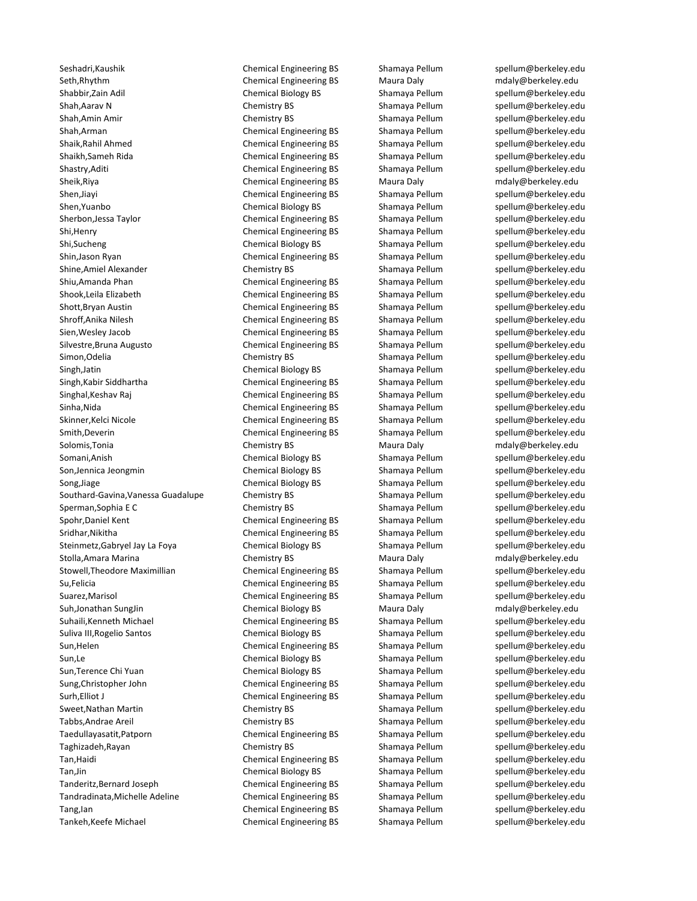| | | | |
|---|---|---|---|
| Seshadri,Kaushik | Chemical Engineering BS | Shamaya Pellum | spellum@berkeley.edu |
| Seth,Rhythm | Chemical Engineering BS | Maura Daly | mdaly@berkeley.edu |
| Shabbir,Zain Adil | Chemical Biology BS | Shamaya Pellum | spellum@berkeley.edu |
| Shah,Aarav N | Chemistry BS | Shamaya Pellum | spellum@berkeley.edu |
| Shah,Amin Amir | Chemistry BS | Shamaya Pellum | spellum@berkeley.edu |
| Shah,Arman | Chemical Engineering BS | Shamaya Pellum | spellum@berkeley.edu |
| Shaik,Rahil Ahmed | Chemical Engineering BS | Shamaya Pellum | spellum@berkeley.edu |
| Shaikh,Sameh Rida | Chemical Engineering BS | Shamaya Pellum | spellum@berkeley.edu |
| Shastry,Aditi | Chemical Engineering BS | Shamaya Pellum | spellum@berkeley.edu |
| Sheik,Riya | Chemical Engineering BS | Maura Daly | mdaly@berkeley.edu |
| Shen,Jiayi | Chemical Engineering BS | Shamaya Pellum | spellum@berkeley.edu |
| Shen,Yuanbo | Chemical Biology BS | Shamaya Pellum | spellum@berkeley.edu |
| Sherbon,Jessa Taylor | Chemical Engineering BS | Shamaya Pellum | spellum@berkeley.edu |
| Shi,Henry | Chemical Engineering BS | Shamaya Pellum | spellum@berkeley.edu |
| Shi,Sucheng | Chemical Biology BS | Shamaya Pellum | spellum@berkeley.edu |
| Shin,Jason Ryan | Chemical Engineering BS | Shamaya Pellum | spellum@berkeley.edu |
| Shine,Amiel Alexander | Chemistry BS | Shamaya Pellum | spellum@berkeley.edu |
| Shiu,Amanda Phan | Chemical Engineering BS | Shamaya Pellum | spellum@berkeley.edu |
| Shook,Leila Elizabeth | Chemical Engineering BS | Shamaya Pellum | spellum@berkeley.edu |
| Shott,Bryan Austin | Chemical Engineering BS | Shamaya Pellum | spellum@berkeley.edu |
| Shroff,Anika Nilesh | Chemical Engineering BS | Shamaya Pellum | spellum@berkeley.edu |
| Sien,Wesley Jacob | Chemical Engineering BS | Shamaya Pellum | spellum@berkeley.edu |
| Silvestre,Bruna Augusto | Chemical Engineering BS | Shamaya Pellum | spellum@berkeley.edu |
| Simon,Odelia | Chemistry BS | Shamaya Pellum | spellum@berkeley.edu |
| Singh,Jatin | Chemical Biology BS | Shamaya Pellum | spellum@berkeley.edu |
| Singh,Kabir Siddhartha | Chemical Engineering BS | Shamaya Pellum | spellum@berkeley.edu |
| Singhal,Keshav Raj | Chemical Engineering BS | Shamaya Pellum | spellum@berkeley.edu |
| Sinha,Nida | Chemical Engineering BS | Shamaya Pellum | spellum@berkeley.edu |
| Skinner,Kelci Nicole | Chemical Engineering BS | Shamaya Pellum | spellum@berkeley.edu |
| Smith,Deverin | Chemical Engineering BS | Shamaya Pellum | spellum@berkeley.edu |
| Solomis,Tonia | Chemistry BS | Maura Daly | mdaly@berkeley.edu |
| Somani,Anish | Chemical Biology BS | Shamaya Pellum | spellum@berkeley.edu |
| Son,Jennica Jeongmin | Chemical Biology BS | Shamaya Pellum | spellum@berkeley.edu |
| Song,Jiage | Chemical Biology BS | Shamaya Pellum | spellum@berkeley.edu |
| Southard-Gavina,Vanessa Guadalupe | Chemistry BS | Shamaya Pellum | spellum@berkeley.edu |
| Sperman,Sophia E C | Chemistry BS | Shamaya Pellum | spellum@berkeley.edu |
| Spohr,Daniel Kent | Chemical Engineering BS | Shamaya Pellum | spellum@berkeley.edu |
| Sridhar,Nikitha | Chemical Engineering BS | Shamaya Pellum | spellum@berkeley.edu |
| Steinmetz,Gabryel Jay La Foya | Chemical Biology BS | Shamaya Pellum | spellum@berkeley.edu |
| Stolla,Amara Marina | Chemistry BS | Maura Daly | mdaly@berkeley.edu |
| Stowell,Theodore Maximillian | Chemical Engineering BS | Shamaya Pellum | spellum@berkeley.edu |
| Su,Felicia | Chemical Engineering BS | Shamaya Pellum | spellum@berkeley.edu |
| Suarez,Marisol | Chemical Engineering BS | Shamaya Pellum | spellum@berkeley.edu |
| Suh,Jonathan SungJin | Chemical Biology BS | Maura Daly | mdaly@berkeley.edu |
| Suhaili,Kenneth Michael | Chemical Engineering BS | Shamaya Pellum | spellum@berkeley.edu |
| Suliva III,Rogelio Santos | Chemical Biology BS | Shamaya Pellum | spellum@berkeley.edu |
| Sun,Helen | Chemical Engineering BS | Shamaya Pellum | spellum@berkeley.edu |
| Sun,Le | Chemical Biology BS | Shamaya Pellum | spellum@berkeley.edu |
| Sun,Terence Chi Yuan | Chemical Biology BS | Shamaya Pellum | spellum@berkeley.edu |
| Sung,Christopher John | Chemical Engineering BS | Shamaya Pellum | spellum@berkeley.edu |
| Surh,Elliot J | Chemical Engineering BS | Shamaya Pellum | spellum@berkeley.edu |
| Sweet,Nathan Martin | Chemistry BS | Shamaya Pellum | spellum@berkeley.edu |
| Tabbs,Andrae Areil | Chemistry BS | Shamaya Pellum | spellum@berkeley.edu |
| Taedullayasatit,Patporn | Chemical Engineering BS | Shamaya Pellum | spellum@berkeley.edu |
| Taghizadeh,Rayan | Chemistry BS | Shamaya Pellum | spellum@berkeley.edu |
| Tan,Haidi | Chemical Engineering BS | Shamaya Pellum | spellum@berkeley.edu |
| Tan,Jin | Chemical Biology BS | Shamaya Pellum | spellum@berkeley.edu |
| Tanderitz,Bernard Joseph | Chemical Engineering BS | Shamaya Pellum | spellum@berkeley.edu |
| Tandradinata,Michelle Adeline | Chemical Engineering BS | Shamaya Pellum | spellum@berkeley.edu |
| Tang,Ian | Chemical Engineering BS | Shamaya Pellum | spellum@berkeley.edu |
| Tankeh,Keefe Michael | Chemical Engineering BS | Shamaya Pellum | spellum@berkeley.edu |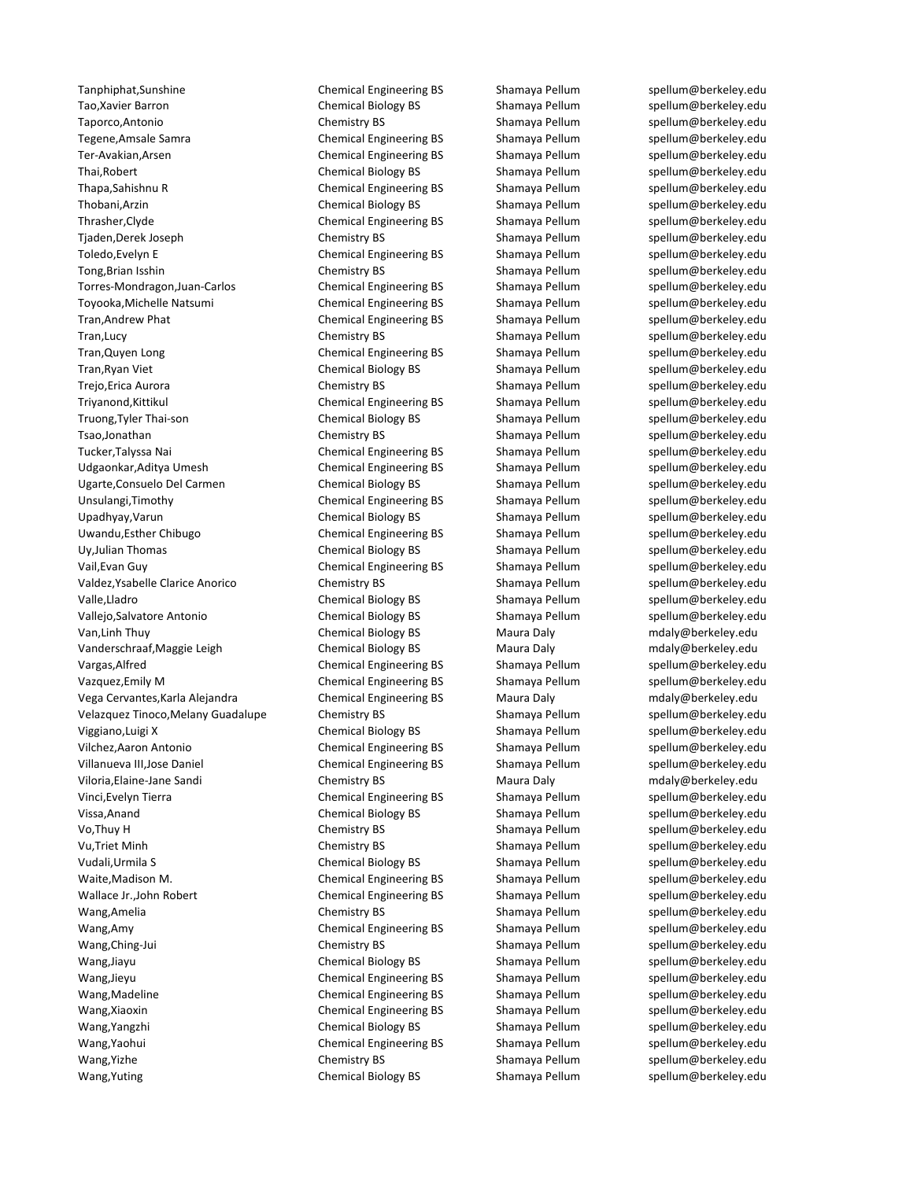| | | | |
|---|---|---|---|
| Tanphiphat,Sunshine | Chemical Engineering BS | Shamaya Pellum | spellum@berkeley.edu |
| Tao,Xavier Barron | Chemical Biology BS | Shamaya Pellum | spellum@berkeley.edu |
| Taporco,Antonio | Chemistry BS | Shamaya Pellum | spellum@berkeley.edu |
| Tegene,Amsale Samra | Chemical Engineering BS | Shamaya Pellum | spellum@berkeley.edu |
| Ter-Avakian,Arsen | Chemical Engineering BS | Shamaya Pellum | spellum@berkeley.edu |
| Thai,Robert | Chemical Biology BS | Shamaya Pellum | spellum@berkeley.edu |
| Thapa,Sahishnu R | Chemical Engineering BS | Shamaya Pellum | spellum@berkeley.edu |
| Thobani,Arzin | Chemical Biology BS | Shamaya Pellum | spellum@berkeley.edu |
| Thrasher,Clyde | Chemical Engineering BS | Shamaya Pellum | spellum@berkeley.edu |
| Tjaden,Derek Joseph | Chemistry BS | Shamaya Pellum | spellum@berkeley.edu |
| Toledo,Evelyn E | Chemical Engineering BS | Shamaya Pellum | spellum@berkeley.edu |
| Tong,Brian Isshin | Chemistry BS | Shamaya Pellum | spellum@berkeley.edu |
| Torres-Mondragon,Juan-Carlos | Chemical Engineering BS | Shamaya Pellum | spellum@berkeley.edu |
| Toyooka,Michelle Natsumi | Chemical Engineering BS | Shamaya Pellum | spellum@berkeley.edu |
| Tran,Andrew Phat | Chemical Engineering BS | Shamaya Pellum | spellum@berkeley.edu |
| Tran,Lucy | Chemistry BS | Shamaya Pellum | spellum@berkeley.edu |
| Tran,Quyen Long | Chemical Engineering BS | Shamaya Pellum | spellum@berkeley.edu |
| Tran,Ryan Viet | Chemical Biology BS | Shamaya Pellum | spellum@berkeley.edu |
| Trejo,Erica Aurora | Chemistry BS | Shamaya Pellum | spellum@berkeley.edu |
| Triyanond,Kittikul | Chemical Engineering BS | Shamaya Pellum | spellum@berkeley.edu |
| Truong,Tyler Thai-son | Chemical Biology BS | Shamaya Pellum | spellum@berkeley.edu |
| Tsao,Jonathan | Chemistry BS | Shamaya Pellum | spellum@berkeley.edu |
| Tucker,Talyssa Nai | Chemical Engineering BS | Shamaya Pellum | spellum@berkeley.edu |
| Udgaonkar,Aditya Umesh | Chemical Engineering BS | Shamaya Pellum | spellum@berkeley.edu |
| Ugarte,Consuelo Del Carmen | Chemical Biology BS | Shamaya Pellum | spellum@berkeley.edu |
| Unsulangi,Timothy | Chemical Engineering BS | Shamaya Pellum | spellum@berkeley.edu |
| Upadhyay,Varun | Chemical Biology BS | Shamaya Pellum | spellum@berkeley.edu |
| Uwandu,Esther Chibugo | Chemical Engineering BS | Shamaya Pellum | spellum@berkeley.edu |
| Uy,Julian Thomas | Chemical Biology BS | Shamaya Pellum | spellum@berkeley.edu |
| Vail,Evan Guy | Chemical Engineering BS | Shamaya Pellum | spellum@berkeley.edu |
| Valdez,Ysabelle Clarice Anorico | Chemistry BS | Shamaya Pellum | spellum@berkeley.edu |
| Valle,Lladro | Chemical Biology BS | Shamaya Pellum | spellum@berkeley.edu |
| Vallejo,Salvatore Antonio | Chemical Biology BS | Shamaya Pellum | spellum@berkeley.edu |
| Van,Linh Thuy | Chemical Biology BS | Maura Daly | mdaly@berkeley.edu |
| Vanderschraaf,Maggie Leigh | Chemical Biology BS | Maura Daly | mdaly@berkeley.edu |
| Vargas,Alfred | Chemical Engineering BS | Shamaya Pellum | spellum@berkeley.edu |
| Vazquez,Emily M | Chemical Engineering BS | Shamaya Pellum | spellum@berkeley.edu |
| Vega Cervantes,Karla Alejandra | Chemical Engineering BS | Maura Daly | mdaly@berkeley.edu |
| Velazquez Tinoco,Melany Guadalupe | Chemistry BS | Shamaya Pellum | spellum@berkeley.edu |
| Viggiano,Luigi X | Chemical Biology BS | Shamaya Pellum | spellum@berkeley.edu |
| Vilchez,Aaron Antonio | Chemical Engineering BS | Shamaya Pellum | spellum@berkeley.edu |
| Villanueva III,Jose Daniel | Chemical Engineering BS | Shamaya Pellum | spellum@berkeley.edu |
| Viloria,Elaine-Jane Sandi | Chemistry BS | Maura Daly | mdaly@berkeley.edu |
| Vinci,Evelyn Tierra | Chemical Engineering BS | Shamaya Pellum | spellum@berkeley.edu |
| Vissa,Anand | Chemical Biology BS | Shamaya Pellum | spellum@berkeley.edu |
| Vo,Thuy H | Chemistry BS | Shamaya Pellum | spellum@berkeley.edu |
| Vu,Triet Minh | Chemistry BS | Shamaya Pellum | spellum@berkeley.edu |
| Vudali,Urmila S | Chemical Biology BS | Shamaya Pellum | spellum@berkeley.edu |
| Waite,Madison M. | Chemical Engineering BS | Shamaya Pellum | spellum@berkeley.edu |
| Wallace Jr.,John Robert | Chemical Engineering BS | Shamaya Pellum | spellum@berkeley.edu |
| Wang,Amelia | Chemistry BS | Shamaya Pellum | spellum@berkeley.edu |
| Wang,Amy | Chemical Engineering BS | Shamaya Pellum | spellum@berkeley.edu |
| Wang,Ching-Jui | Chemistry BS | Shamaya Pellum | spellum@berkeley.edu |
| Wang,Jiayu | Chemical Biology BS | Shamaya Pellum | spellum@berkeley.edu |
| Wang,Jieyu | Chemical Engineering BS | Shamaya Pellum | spellum@berkeley.edu |
| Wang,Madeline | Chemical Engineering BS | Shamaya Pellum | spellum@berkeley.edu |
| Wang,Xiaoxin | Chemical Engineering BS | Shamaya Pellum | spellum@berkeley.edu |
| Wang,Yangzhi | Chemical Biology BS | Shamaya Pellum | spellum@berkeley.edu |
| Wang,Yaohui | Chemical Engineering BS | Shamaya Pellum | spellum@berkeley.edu |
| Wang,Yizhe | Chemistry BS | Shamaya Pellum | spellum@berkeley.edu |
| Wang,Yuting | Chemical Biology BS | Shamaya Pellum | spellum@berkeley.edu |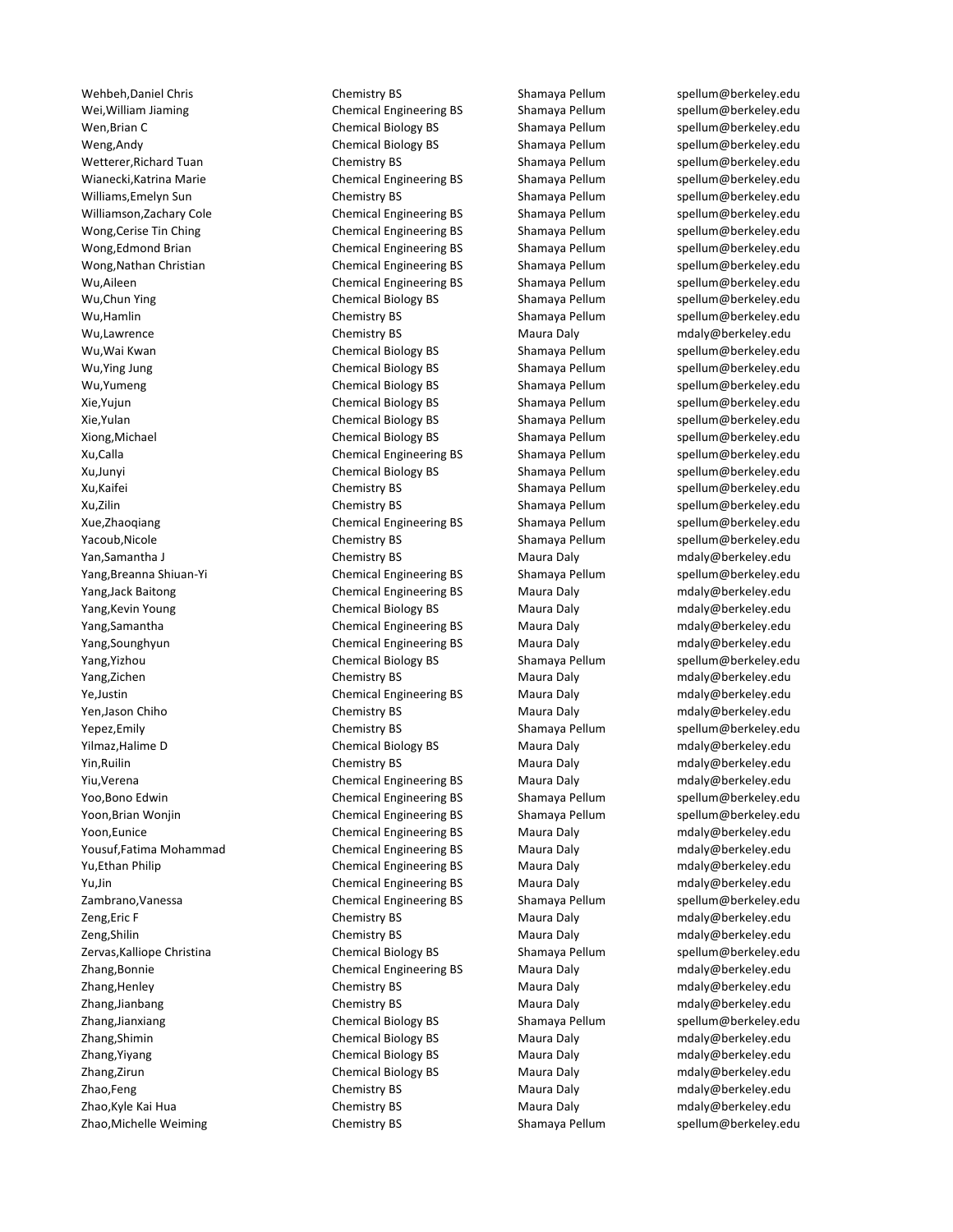| | | | |
|---|---|---|---|
| Wehbeh,Daniel Chris | Chemistry BS | Shamaya Pellum | spellum@berkeley.edu |
| Wei,William Jiaming | Chemical Engineering BS | Shamaya Pellum | spellum@berkeley.edu |
| Wen,Brian C | Chemical Biology BS | Shamaya Pellum | spellum@berkeley.edu |
| Weng,Andy | Chemical Biology BS | Shamaya Pellum | spellum@berkeley.edu |
| Wetterer,Richard Tuan | Chemistry BS | Shamaya Pellum | spellum@berkeley.edu |
| Wianecki,Katrina Marie | Chemical Engineering BS | Shamaya Pellum | spellum@berkeley.edu |
| Williams,Emelyn Sun | Chemistry BS | Shamaya Pellum | spellum@berkeley.edu |
| Williamson,Zachary Cole | Chemical Engineering BS | Shamaya Pellum | spellum@berkeley.edu |
| Wong,Cerise Tin Ching | Chemical Engineering BS | Shamaya Pellum | spellum@berkeley.edu |
| Wong,Edmond Brian | Chemical Engineering BS | Shamaya Pellum | spellum@berkeley.edu |
| Wong,Nathan Christian | Chemical Engineering BS | Shamaya Pellum | spellum@berkeley.edu |
| Wu,Aileen | Chemical Engineering BS | Shamaya Pellum | spellum@berkeley.edu |
| Wu,Chun Ying | Chemical Biology BS | Shamaya Pellum | spellum@berkeley.edu |
| Wu,Hamlin | Chemistry BS | Shamaya Pellum | spellum@berkeley.edu |
| Wu,Lawrence | Chemistry BS | Maura Daly | mdaly@berkeley.edu |
| Wu,Wai Kwan | Chemical Biology BS | Shamaya Pellum | spellum@berkeley.edu |
| Wu,Ying Jung | Chemical Biology BS | Shamaya Pellum | spellum@berkeley.edu |
| Wu,Yumeng | Chemical Biology BS | Shamaya Pellum | spellum@berkeley.edu |
| Xie,Yujun | Chemical Biology BS | Shamaya Pellum | spellum@berkeley.edu |
| Xie,Yulan | Chemical Biology BS | Shamaya Pellum | spellum@berkeley.edu |
| Xiong,Michael | Chemical Biology BS | Shamaya Pellum | spellum@berkeley.edu |
| Xu,Calla | Chemical Engineering BS | Shamaya Pellum | spellum@berkeley.edu |
| Xu,Junyi | Chemical Biology BS | Shamaya Pellum | spellum@berkeley.edu |
| Xu,Kaifei | Chemistry BS | Shamaya Pellum | spellum@berkeley.edu |
| Xu,Zilin | Chemistry BS | Shamaya Pellum | spellum@berkeley.edu |
| Xue,Zhaoqiang | Chemical Engineering BS | Shamaya Pellum | spellum@berkeley.edu |
| Yacoub,Nicole | Chemistry BS | Shamaya Pellum | spellum@berkeley.edu |
| Yan,Samantha J | Chemistry BS | Maura Daly | mdaly@berkeley.edu |
| Yang,Breanna Shiuan-Yi | Chemical Engineering BS | Shamaya Pellum | spellum@berkeley.edu |
| Yang,Jack Baitong | Chemical Engineering BS | Maura Daly | mdaly@berkeley.edu |
| Yang,Kevin Young | Chemical Biology BS | Maura Daly | mdaly@berkeley.edu |
| Yang,Samantha | Chemical Engineering BS | Maura Daly | mdaly@berkeley.edu |
| Yang,Sounghyun | Chemical Engineering BS | Maura Daly | mdaly@berkeley.edu |
| Yang,Yizhou | Chemical Biology BS | Shamaya Pellum | spellum@berkeley.edu |
| Yang,Zichen | Chemistry BS | Maura Daly | mdaly@berkeley.edu |
| Ye,Justin | Chemical Engineering BS | Maura Daly | mdaly@berkeley.edu |
| Yen,Jason Chiho | Chemistry BS | Maura Daly | mdaly@berkeley.edu |
| Yepez,Emily | Chemistry BS | Shamaya Pellum | spellum@berkeley.edu |
| Yilmaz,Halime D | Chemical Biology BS | Maura Daly | mdaly@berkeley.edu |
| Yin,Ruilin | Chemistry BS | Maura Daly | mdaly@berkeley.edu |
| Yiu,Verena | Chemical Engineering BS | Maura Daly | mdaly@berkeley.edu |
| Yoo,Bono Edwin | Chemical Engineering BS | Shamaya Pellum | spellum@berkeley.edu |
| Yoon,Brian Wonjin | Chemical Engineering BS | Shamaya Pellum | spellum@berkeley.edu |
| Yoon,Eunice | Chemical Engineering BS | Maura Daly | mdaly@berkeley.edu |
| Yousuf,Fatima Mohammad | Chemical Engineering BS | Maura Daly | mdaly@berkeley.edu |
| Yu,Ethan Philip | Chemical Engineering BS | Maura Daly | mdaly@berkeley.edu |
| Yu,Jin | Chemical Engineering BS | Maura Daly | mdaly@berkeley.edu |
| Zambrano,Vanessa | Chemical Engineering BS | Shamaya Pellum | spellum@berkeley.edu |
| Zeng,Eric F | Chemistry BS | Maura Daly | mdaly@berkeley.edu |
| Zeng,Shilin | Chemistry BS | Maura Daly | mdaly@berkeley.edu |
| Zervas,Kalliope Christina | Chemical Biology BS | Shamaya Pellum | spellum@berkeley.edu |
| Zhang,Bonnie | Chemical Engineering BS | Maura Daly | mdaly@berkeley.edu |
| Zhang,Henley | Chemistry BS | Maura Daly | mdaly@berkeley.edu |
| Zhang,Jianbang | Chemistry BS | Maura Daly | mdaly@berkeley.edu |
| Zhang,Jianxiang | Chemical Biology BS | Shamaya Pellum | spellum@berkeley.edu |
| Zhang,Shimin | Chemical Biology BS | Maura Daly | mdaly@berkeley.edu |
| Zhang,Yiyang | Chemical Biology BS | Maura Daly | mdaly@berkeley.edu |
| Zhang,Zirun | Chemical Biology BS | Maura Daly | mdaly@berkeley.edu |
| Zhao,Feng | Chemistry BS | Maura Daly | mdaly@berkeley.edu |
| Zhao,Kyle Kai Hua | Chemistry BS | Maura Daly | mdaly@berkeley.edu |
| Zhao,Michelle Weiming | Chemistry BS | Shamaya Pellum | spellum@berkeley.edu |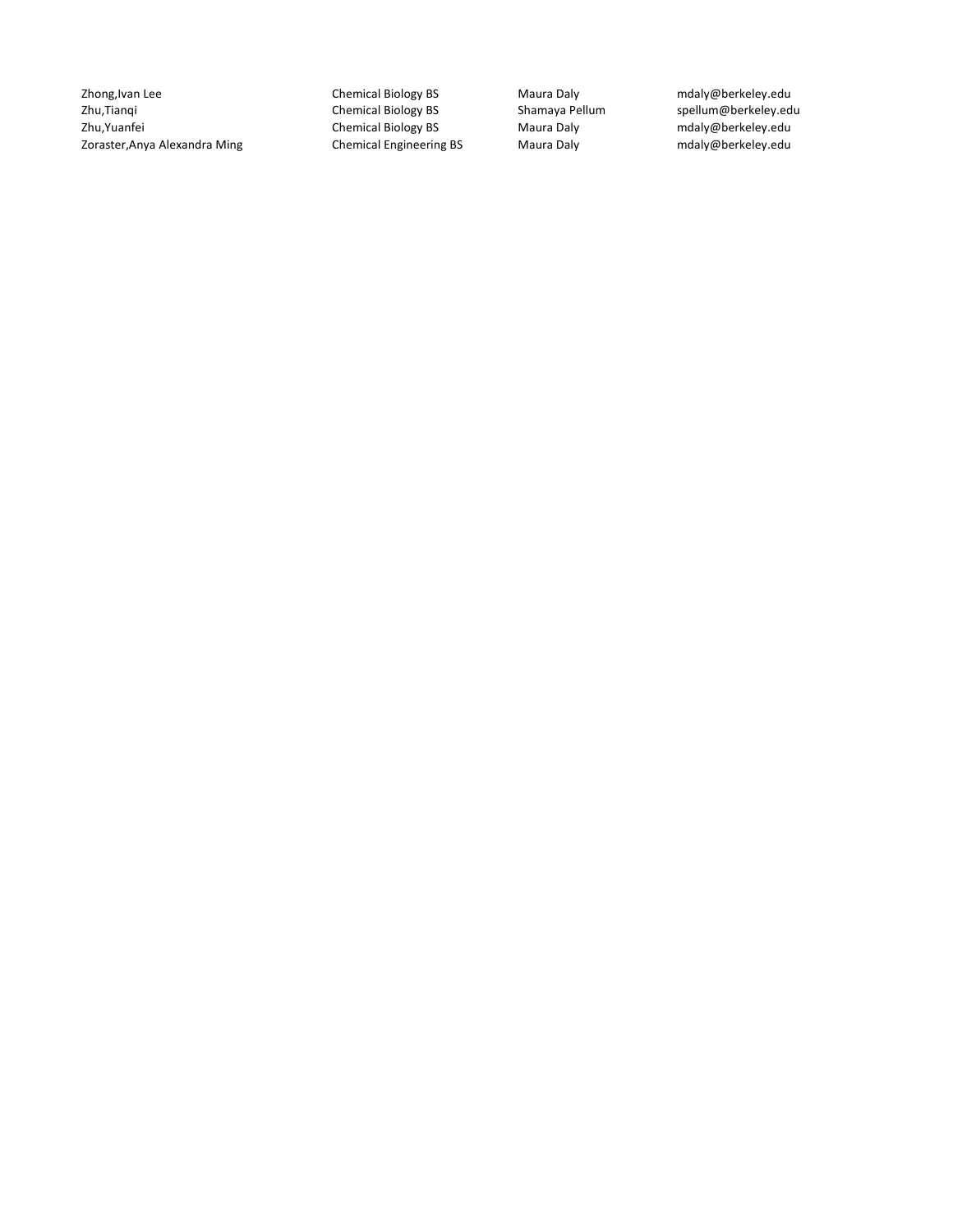| | | | |
|---|---|---|---|
| Zhong,Ivan Lee | Chemical Biology BS | Maura Daly | mdaly@berkeley.edu |
| Zhu,Tianqi | Chemical Biology BS | Shamaya Pellum | spellum@berkeley.edu |
| Zhu,Yuanfei | Chemical Biology BS | Maura Daly | mdaly@berkeley.edu |
| Zoraster,Anya Alexandra Ming | Chemical Engineering BS | Maura Daly | mdaly@berkeley.edu |